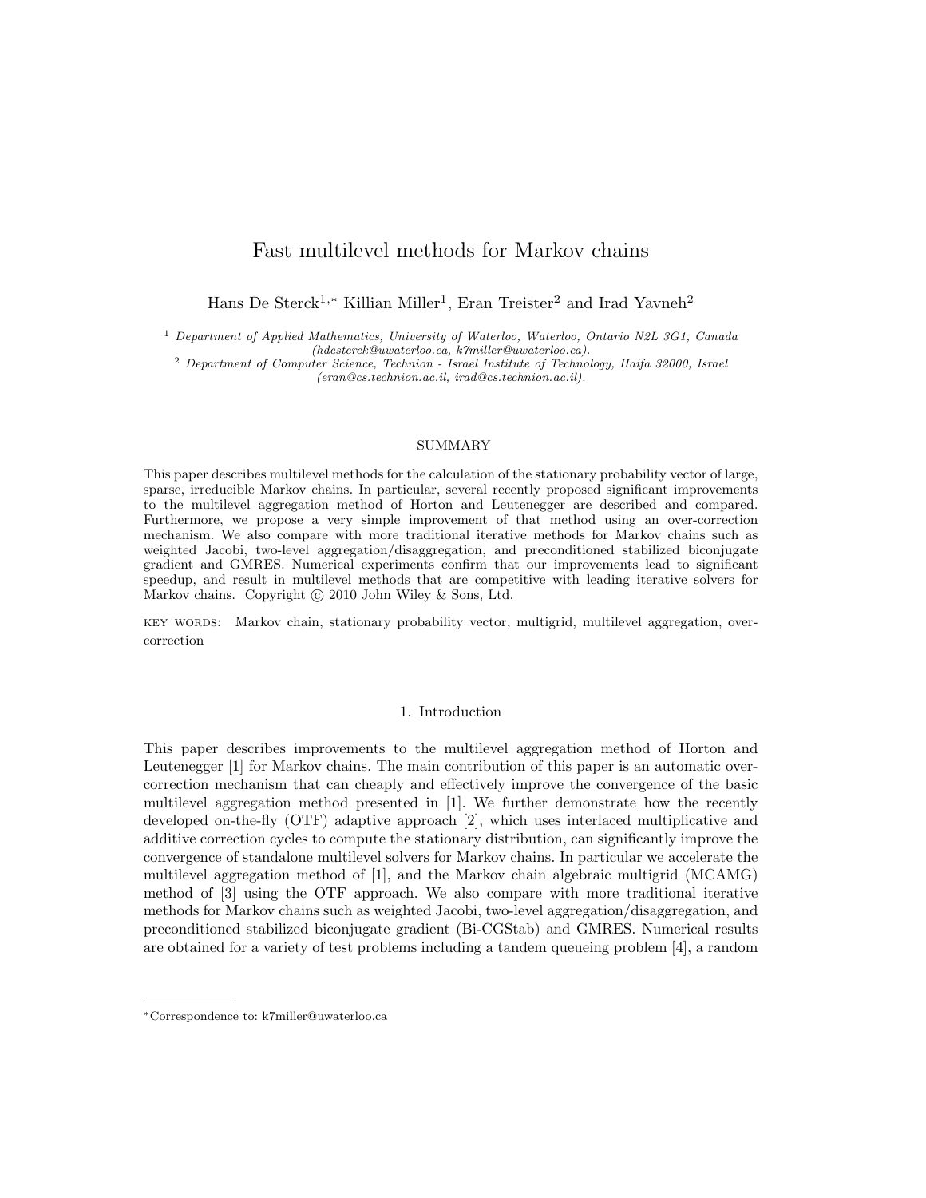# Fast multilevel methods for Markov chains

Hans De Sterck[1,*] Killian Miller[1], Eran Treister[2] and Irad Yavneh[2]

[1] *Department of Applied Mathematics, University of Waterloo, Waterloo, Ontario N2L 3G1, Canada (hdesterck@uwaterloo.ca, k7miller@uwaterloo.ca).*

[2] *Department of Computer Science, Technion - Israel Institute of Technology, Haifa 32000, Israel (eran@cs.technion.ac.il, irad@cs.technion.ac.il).*

## SUMMARY

This paper describes multilevel methods for the calculation of the stationary probability vector of large, sparse, irreducible Markov chains. In particular, several recently proposed significant improvements to the multilevel aggregation method of Horton and Leutenegger are described and compared. Furthermore, we propose a very simple improvement of that method using an over-correction mechanism. We also compare with more traditional iterative methods for Markov chains such as weighted Jacobi, two-level aggregation/disaggregation, and preconditioned stabilized biconjugate gradient and GMRES. Numerical experiments confirm that our improvements lead to significant speedup, and result in multilevel methods that are competitive with leading iterative solvers for Markov chains. Copyright © 2010 John Wiley & Sons, Ltd.

KEY WORDS: Markov chain, stationary probability vector, multigrid, multilevel aggregation, over-correction

## 1. Introduction

This paper describes improvements to the multilevel aggregation method of Horton and Leutenegger [1] for Markov chains. The main contribution of this paper is an automatic over-correction mechanism that can cheaply and effectively improve the convergence of the basic multilevel aggregation method presented in [1]. We further demonstrate how the recently developed on-the-fly (OTF) adaptive approach [2], which uses interlaced multiplicative and additive correction cycles to compute the stationary distribution, can significantly improve the convergence of standalone multilevel solvers for Markov chains. In particular we accelerate the multilevel aggregation method of [1], and the Markov chain algebraic multigrid (MCAMG) method of [3] using the OTF approach. We also compare with more traditional iterative methods for Markov chains such as weighted Jacobi, two-level aggregation/disaggregation, and preconditioned stabilized biconjugate gradient (Bi-CGStab) and GMRES. Numerical results are obtained for a variety of test problems including a tandem queueing problem [4], a random

---

*Correspondence to: k7miller@uwaterloo.ca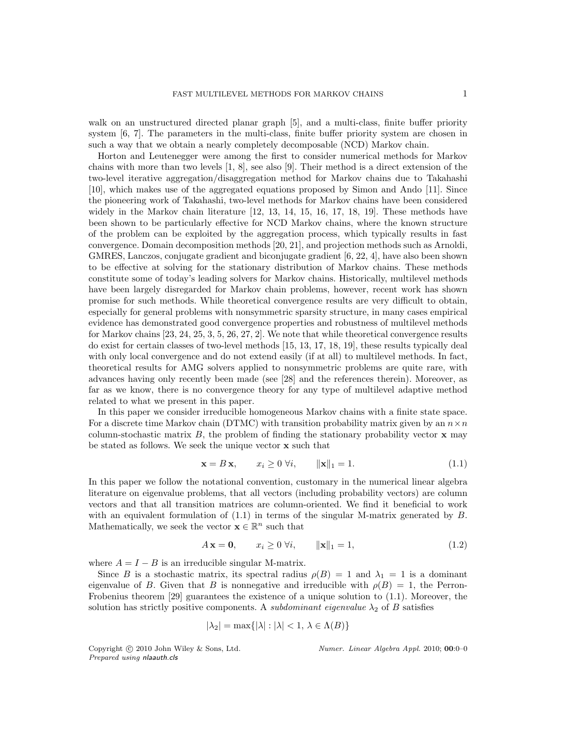walk on an unstructured directed planar graph [5], and a multi-class, finite buffer priority system [6, 7]. The parameters in the multi-class, finite buffer priority system are chosen in such a way that we obtain a nearly completely decomposable (NCD) Markov chain.

Horton and Leutenegger were among the first to consider numerical methods for Markov chains with more than two levels [1, 8], see also [9]. Their method is a direct extension of the two-level iterative aggregation/disaggregation method for Markov chains due to Takahashi [10], which makes use of the aggregated equations proposed by Simon and Ando [11]. Since the pioneering work of Takahashi, two-level methods for Markov chains have been considered widely in the Markov chain literature [12, 13, 14, 15, 16, 17, 18, 19]. These methods have been shown to be particularly effective for NCD Markov chains, where the known structure of the problem can be exploited by the aggregation process, which typically results in fast convergence. Domain decomposition methods [20, 21], and projection methods such as Arnoldi, GMRES, Lanczos, conjugate gradient and biconjugate gradient [6, 22, 4], have also been shown to be effective at solving for the stationary distribution of Markov chains. These methods constitute some of today's leading solvers for Markov chains. Historically, multilevel methods have been largely disregarded for Markov chain problems, however, recent work has shown promise for such methods. While theoretical convergence results are very difficult to obtain, especially for general problems with nonsymmetric sparsity structure, in many cases empirical evidence has demonstrated good convergence properties and robustness of multilevel methods for Markov chains [23, 24, 25, 3, 5, 26, 27, 2]. We note that while theoretical convergence results do exist for certain classes of two-level methods [15, 13, 17, 18, 19], these results typically deal with only local convergence and do not extend easily (if at all) to multilevel methods. In fact, theoretical results for AMG solvers applied to nonsymmetric problems are quite rare, with advances having only recently been made (see [28] and the references therein). Moreover, as far as we know, there is no convergence theory for any type of multilevel adaptive method related to what we present in this paper.

In this paper we consider irreducible homogeneous Markov chains with a finite state space. For a discrete time Markov chain (DTMC) with transition probability matrix given by an $n \times n$ column-stochastic matrix $B$, the problem of finding the stationary probability vector $\mathbf{x}$ may be stated as follows. We seek the unique vector $\mathbf{x}$ such that

$$\mathbf{x} = B\,\mathbf{x}, \qquad x_i \geq 0 \ \forall i, \qquad \|\mathbf{x}\|_1 = 1. \tag{1.1}$$

In this paper we follow the notational convention, customary in the numerical linear algebra literature on eigenvalue problems, that all vectors (including probability vectors) are column vectors and that all transition matrices are column-oriented. We find it beneficial to work with an equivalent formulation of (1.1) in terms of the singular M-matrix generated by $B$. Mathematically, we seek the vector $\mathbf{x} \in \mathbb{R}^n$ such that

$$A\,\mathbf{x} = \mathbf{0}, \qquad x_i \geq 0 \ \forall i, \qquad \|\mathbf{x}\|_1 = 1, \tag{1.2}$$

where $A = I - B$ is an irreducible singular M-matrix.

Since $B$ is a stochastic matrix, its spectral radius $\rho(B) = 1$ and $\lambda_1 = 1$ is a dominant eigenvalue of $B$. Given that $B$ is nonnegative and irreducible with $\rho(B) = 1$, the Perron-Frobenius theorem [29] guarantees the existence of a unique solution to (1.1). Moreover, the solution has strictly positive components. A *subdominant eigenvalue* $\lambda_2$ of $B$ satisfies

$$|\lambda_2| = \max\{|\lambda| : |\lambda| < 1,\ \lambda \in \Lambda(B)\}$$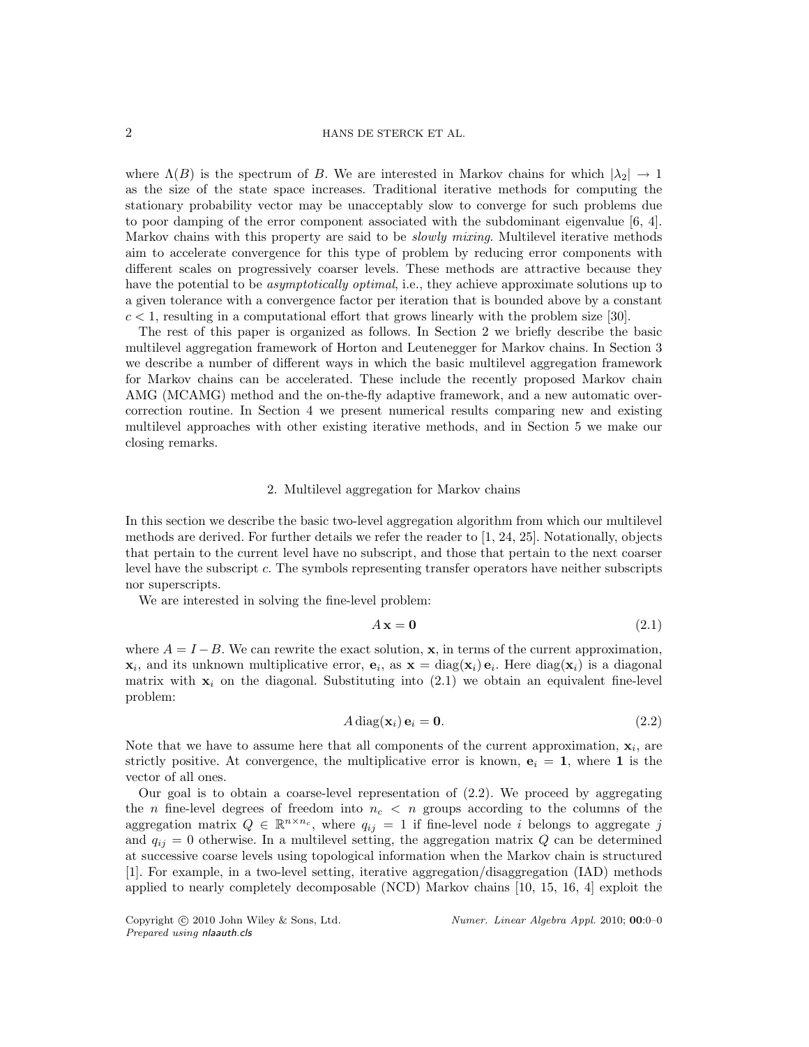where $\Lambda(B)$ is the spectrum of $B$. We are interested in Markov chains for which $|\lambda_2| \to 1$ as the size of the state space increases. Traditional iterative methods for computing the stationary probability vector may be unacceptably slow to converge for such problems due to poor damping of the error component associated with the subdominant eigenvalue [6, 4]. Markov chains with this property are said to be *slowly mixing*. Multilevel iterative methods aim to accelerate convergence for this type of problem by reducing error components with different scales on progressively coarser levels. These methods are attractive because they have the potential to be *asymptotically optimal*, i.e., they achieve approximate solutions up to a given tolerance with a convergence factor per iteration that is bounded above by a constant $c < 1$, resulting in a computational effort that grows linearly with the problem size [30].

The rest of this paper is organized as follows. In Section 2 we briefly describe the basic multilevel aggregation framework of Horton and Leutenegger for Markov chains. In Section 3 we describe a number of different ways in which the basic multilevel aggregation framework for Markov chains can be accelerated. These include the recently proposed Markov chain AMG (MCAMG) method and the on-the-fly adaptive framework, and a new automatic over-correction routine. In Section 4 we present numerical results comparing new and existing multilevel approaches with other existing iterative methods, and in Section 5 we make our closing remarks.

## 2. Multilevel aggregation for Markov chains

In this section we describe the basic two-level aggregation algorithm from which our multilevel methods are derived. For further details we refer the reader to [1, 24, 25]. Notationally, objects that pertain to the current level have no subscript, and those that pertain to the next coarser level have the subscript $c$. The symbols representing transfer operators have neither subscripts nor superscripts.

We are interested in solving the fine-level problem:

$$A\,\mathbf{x} = \mathbf{0} \tag{2.1}$$

where $A = I - B$. We can rewrite the exact solution, $\mathbf{x}$, in terms of the current approximation, $\mathbf{x}_i$, and its unknown multiplicative error, $\mathbf{e}_i$, as $\mathbf{x} = \mathrm{diag}(\mathbf{x}_i)\,\mathbf{e}_i$. Here $\mathrm{diag}(\mathbf{x}_i)$ is a diagonal matrix with $\mathbf{x}_i$ on the diagonal. Substituting into (2.1) we obtain an equivalent fine-level problem:

$$A\,\mathrm{diag}(\mathbf{x}_i)\,\mathbf{e}_i = \mathbf{0}. \tag{2.2}$$

Note that we have to assume here that all components of the current approximation, $\mathbf{x}_i$, are strictly positive. At convergence, the multiplicative error is known, $\mathbf{e}_i = \mathbf{1}$, where $\mathbf{1}$ is the vector of all ones.

Our goal is to obtain a coarse-level representation of (2.2). We proceed by aggregating the $n$ fine-level degrees of freedom into $n_c < n$ groups according to the columns of the aggregation matrix $Q \in \mathbb{R}^{n \times n_c}$, where $q_{ij} = 1$ if fine-level node $i$ belongs to aggregate $j$ and $q_{ij} = 0$ otherwise. In a multilevel setting, the aggregation matrix $Q$ can be determined at successive coarse levels using topological information when the Markov chain is structured [1]. For example, in a two-level setting, iterative aggregation/disaggregation (IAD) methods applied to nearly completely decomposable (NCD) Markov chains [10, 15, 16, 4] exploit the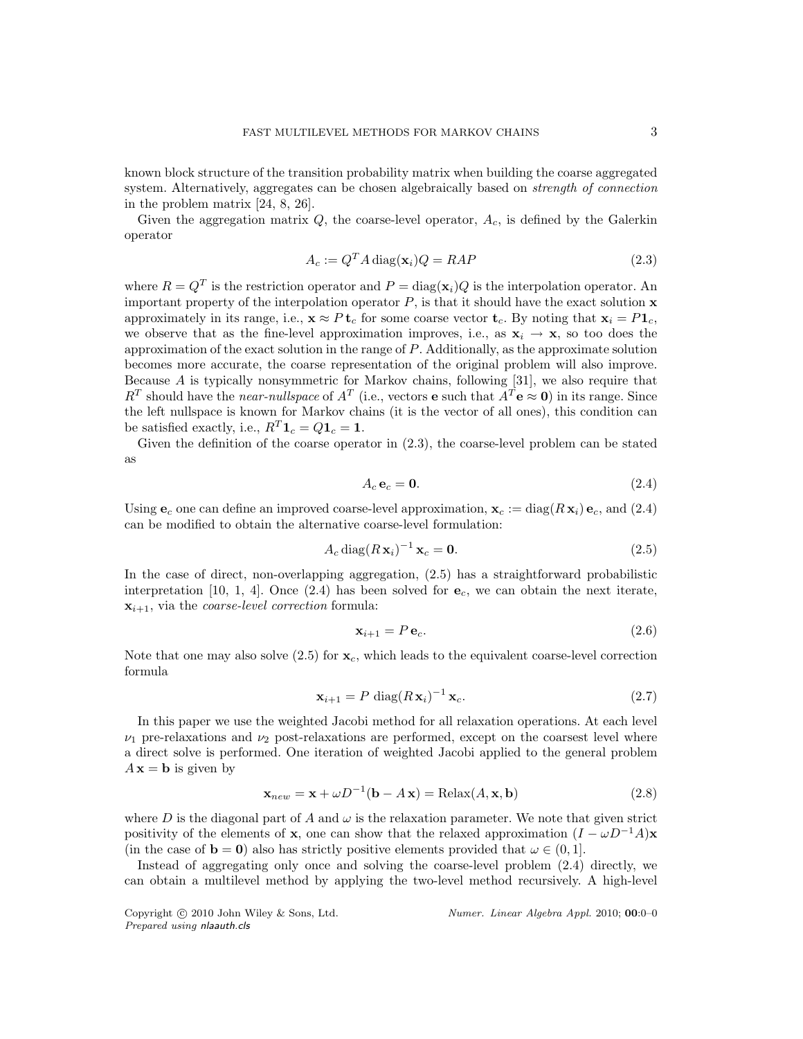known block structure of the transition probability matrix when building the coarse aggregated system. Alternatively, aggregates can be chosen algebraically based on *strength of connection* in the problem matrix [24, 8, 26].

Given the aggregation matrix $Q$, the coarse-level operator, $A_c$, is defined by the Galerkin operator

$$A_c := Q^T A \operatorname{diag}(\mathbf{x}_i) Q = RAP \tag{2.3}$$

where $R = Q^T$ is the restriction operator and $P = \operatorname{diag}(\mathbf{x}_i)Q$ is the interpolation operator. An important property of the interpolation operator $P$, is that it should have the exact solution $\mathbf{x}$ approximately in its range, i.e., $\mathbf{x} \approx P\,\mathbf{t}_c$ for some coarse vector $\mathbf{t}_c$. By noting that $\mathbf{x}_i = P\mathbf{1}_c$, we observe that as the fine-level approximation improves, i.e., as $\mathbf{x}_i \to \mathbf{x}$, so too does the approximation of the exact solution in the range of $P$. Additionally, as the approximate solution becomes more accurate, the coarse representation of the original problem will also improve. Because $A$ is typically nonsymmetric for Markov chains, following [31], we also require that $R^T$ should have the *near-nullspace* of $A^T$ (i.e., vectors $\mathbf{e}$ such that $A^T\mathbf{e} \approx \mathbf{0}$) in its range. Since the left nullspace is known for Markov chains (it is the vector of all ones), this condition can be satisfied exactly, i.e., $R^T\mathbf{1}_c = Q\mathbf{1}_c = \mathbf{1}$.

Given the definition of the coarse operator in (2.3), the coarse-level problem can be stated as

$$A_c\,\mathbf{e}_c = \mathbf{0}. \tag{2.4}$$

Using $\mathbf{e}_c$ one can define an improved coarse-level approximation, $\mathbf{x}_c := \operatorname{diag}(R\,\mathbf{x}_i)\,\mathbf{e}_c$, and (2.4) can be modified to obtain the alternative coarse-level formulation:

$$A_c \operatorname{diag}(R\,\mathbf{x}_i)^{-1}\,\mathbf{x}_c = \mathbf{0}. \tag{2.5}$$

In the case of direct, non-overlapping aggregation, (2.5) has a straightforward probabilistic interpretation [10, 1, 4]. Once (2.4) has been solved for $\mathbf{e}_c$, we can obtain the next iterate, $\mathbf{x}_{i+1}$, via the *coarse-level correction* formula:

$$\mathbf{x}_{i+1} = P\,\mathbf{e}_c. \tag{2.6}$$

Note that one may also solve (2.5) for $\mathbf{x}_c$, which leads to the equivalent coarse-level correction formula

$$\mathbf{x}_{i+1} = P\ \operatorname{diag}(R\,\mathbf{x}_i)^{-1}\,\mathbf{x}_c. \tag{2.7}$$

In this paper we use the weighted Jacobi method for all relaxation operations. At each level $\nu_1$ pre-relaxations and $\nu_2$ post-relaxations are performed, except on the coarsest level where a direct solve is performed. One iteration of weighted Jacobi applied to the general problem $A\,\mathbf{x} = \mathbf{b}$ is given by

$$\mathbf{x}_{new} = \mathbf{x} + \omega D^{-1}(\mathbf{b} - A\,\mathbf{x}) = \operatorname{Relax}(A, \mathbf{x}, \mathbf{b}) \tag{2.8}$$

where $D$ is the diagonal part of $A$ and $\omega$ is the relaxation parameter. We note that given strict positivity of the elements of $\mathbf{x}$, one can show that the relaxed approximation $(I - \omega D^{-1}A)\mathbf{x}$ (in the case of $\mathbf{b} = \mathbf{0}$) also has strictly positive elements provided that $\omega \in (0, 1]$.

Instead of aggregating only once and solving the coarse-level problem (2.4) directly, we can obtain a multilevel method by applying the two-level method recursively. A high-level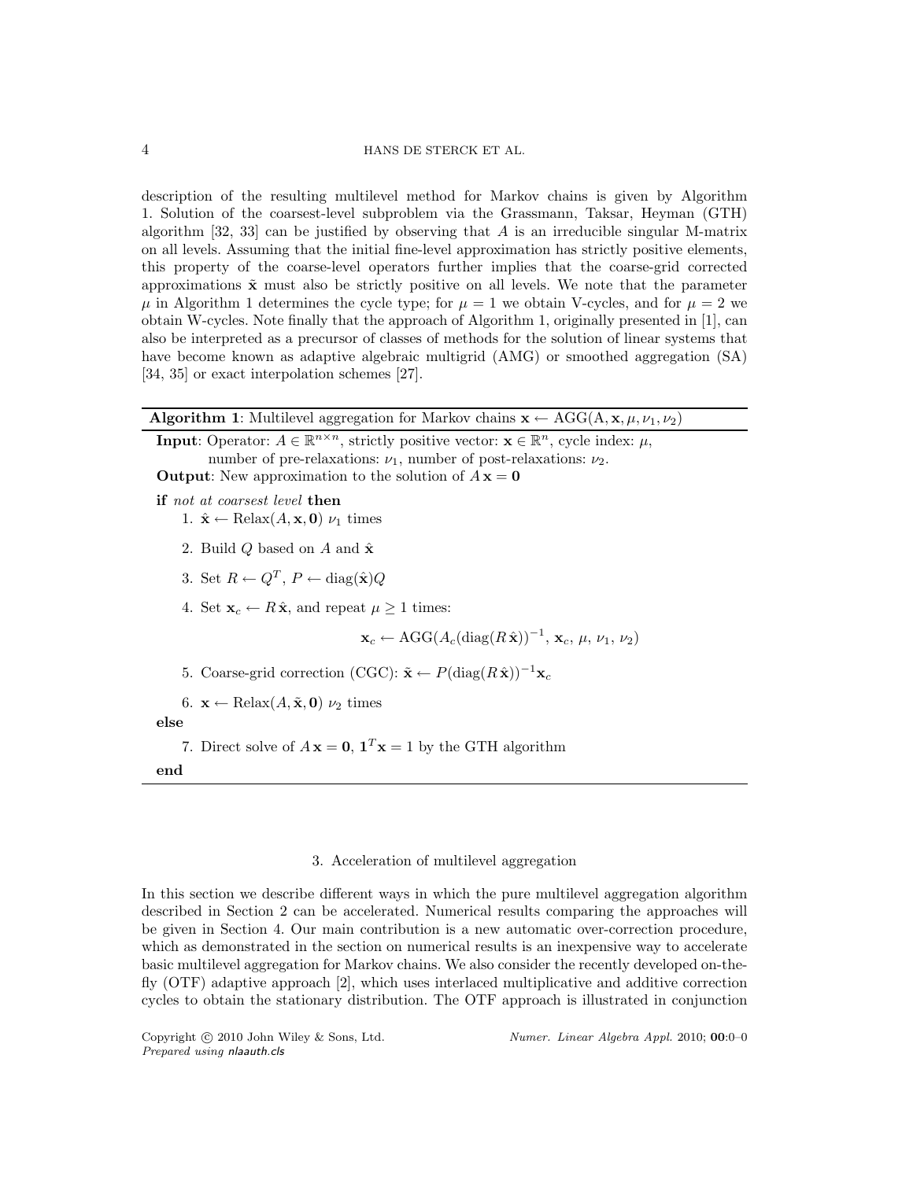description of the resulting multilevel method for Markov chains is given by Algorithm 1. Solution of the coarsest-level subproblem via the Grassmann, Taksar, Heyman (GTH) algorithm [32, 33] can be justified by observing that $A$ is an irreducible singular M-matrix on all levels. Assuming that the initial fine-level approximation has strictly positive elements, this property of the coarse-level operators further implies that the coarse-grid corrected approximations $\tilde{\mathbf{x}}$ must also be strictly positive on all levels. We note that the parameter $\mu$ in Algorithm 1 determines the cycle type; for $\mu = 1$ we obtain V-cycles, and for $\mu = 2$ we obtain W-cycles. Note finally that the approach of Algorithm 1, originally presented in [1], can also be interpreted as a precursor of classes of methods for the solution of linear systems that have become known as adaptive algebraic multigrid (AMG) or smoothed aggregation (SA) [34, 35] or exact interpolation schemes [27].

---

**Algorithm 1**: Multilevel aggregation for Markov chains $\mathbf{x} \leftarrow \text{AGG}(\text{A}, \mathbf{x}, \mu, \nu_1, \nu_2)$

---

**Input**: Operator: $A \in \mathbb{R}^{n \times n}$, strictly positive vector: $\mathbf{x} \in \mathbb{R}^n$, cycle index: $\mu$, number of pre-relaxations: $\nu_1$, number of post-relaxations: $\nu_2$.

**Output**: New approximation to the solution of $A\,\mathbf{x} = \mathbf{0}$

**if** *not at coarsest level* **then**

1. $\hat{\mathbf{x}} \leftarrow \text{Relax}(A, \mathbf{x}, \mathbf{0})$ $\nu_1$ times
2. Build $Q$ based on $A$ and $\hat{\mathbf{x}}$
3. Set $R \leftarrow Q^T$, $P \leftarrow \text{diag}(\hat{\mathbf{x}})Q$
4. Set $\mathbf{x}_c \leftarrow R\,\hat{\mathbf{x}}$, and repeat $\mu \geq 1$ times:

$$\mathbf{x}_c \leftarrow \text{AGG}(A_c(\text{diag}(R\,\hat{\mathbf{x}}))^{-1}, \mathbf{x}_c, \mu, \nu_1, \nu_2)$$

5. Coarse-grid correction (CGC): $\tilde{\mathbf{x}} \leftarrow P(\text{diag}(R\,\hat{\mathbf{x}}))^{-1}\mathbf{x}_c$
6. $\mathbf{x} \leftarrow \text{Relax}(A, \tilde{\mathbf{x}}, \mathbf{0})$ $\nu_2$ times

**else**

7. Direct solve of $A\,\mathbf{x} = \mathbf{0}$, $\mathbf{1}^T\mathbf{x} = 1$ by the GTH algorithm

**end**

---

## 3. Acceleration of multilevel aggregation

In this section we describe different ways in which the pure multilevel aggregation algorithm described in Section 2 can be accelerated. Numerical results comparing the approaches will be given in Section 4. Our main contribution is a new automatic over-correction procedure, which as demonstrated in the section on numerical results is an inexpensive way to accelerate basic multilevel aggregation for Markov chains. We also consider the recently developed on-the-fly (OTF) adaptive approach [2], which uses interlaced multiplicative and additive correction cycles to obtain the stationary distribution. The OTF approach is illustrated in conjunction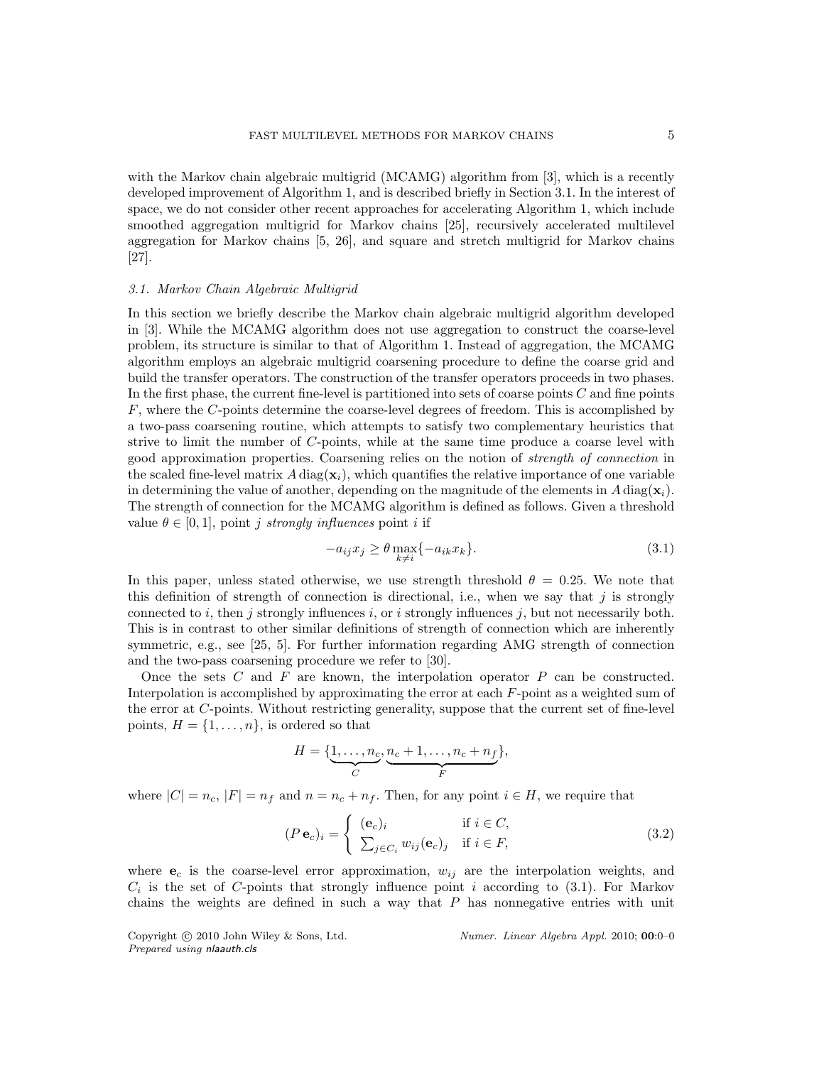with the Markov chain algebraic multigrid (MCAMG) algorithm from [3], which is a recently developed improvement of Algorithm 1, and is described briefly in Section 3.1. In the interest of space, we do not consider other recent approaches for accelerating Algorithm 1, which include smoothed aggregation multigrid for Markov chains [25], recursively accelerated multilevel aggregation for Markov chains [5, 26], and square and stretch multigrid for Markov chains [27].

### *3.1. Markov Chain Algebraic Multigrid*

In this section we briefly describe the Markov chain algebraic multigrid algorithm developed in [3]. While the MCAMG algorithm does not use aggregation to construct the coarse-level problem, its structure is similar to that of Algorithm 1. Instead of aggregation, the MCAMG algorithm employs an algebraic multigrid coarsening procedure to define the coarse grid and build the transfer operators. The construction of the transfer operators proceeds in two phases. In the first phase, the current fine-level is partitioned into sets of coarse points $C$ and fine points $F$, where the $C$-points determine the coarse-level degrees of freedom. This is accomplished by a two-pass coarsening routine, which attempts to satisfy two complementary heuristics that strive to limit the number of $C$-points, while at the same time produce a coarse level with good approximation properties. Coarsening relies on the notion of *strength of connection* in the scaled fine-level matrix $A\,\mathrm{diag}(\mathbf{x}_i)$, which quantifies the relative importance of one variable in determining the value of another, depending on the magnitude of the elements in $A\,\mathrm{diag}(\mathbf{x}_i)$. The strength of connection for the MCAMG algorithm is defined as follows. Given a threshold value $\theta \in [0, 1]$, point $j$ *strongly influences* point $i$ if

$$-a_{ij}x_j \geq \theta \max_{k \neq i}\{-a_{ik}x_k\}. \tag{3.1}$$

In this paper, unless stated otherwise, we use strength threshold $\theta = 0.25$. We note that this definition of strength of connection is directional, i.e., when we say that $j$ is strongly connected to $i$, then $j$ strongly influences $i$, or $i$ strongly influences $j$, but not necessarily both. This is in contrast to other similar definitions of strength of connection which are inherently symmetric, e.g., see [25, 5]. For further information regarding AMG strength of connection and the two-pass coarsening procedure we refer to [30].

Once the sets $C$ and $F$ are known, the interpolation operator $P$ can be constructed. Interpolation is accomplished by approximating the error at each $F$-point as a weighted sum of the error at $C$-points. Without restricting generality, suppose that the current set of fine-level points, $H = \{1, \dots, n\}$, is ordered so that

$$H = \{\underbrace{1, \dots, n_c}_{C}, \underbrace{n_c + 1, \dots, n_c + n_f}_{F}\},$$

where $|C| = n_c$, $|F| = n_f$ and $n = n_c + n_f$. Then, for any point $i \in H$, we require that

$$(P\,\mathbf{e}_c)_i = \begin{cases} (\mathbf{e}_c)_i & \text{if } i \in C, \\ \sum_{j \in C_i} w_{ij}(\mathbf{e}_c)_j & \text{if } i \in F, \end{cases} \tag{3.2}$$

where $\mathbf{e}_c$ is the coarse-level error approximation, $w_{ij}$ are the interpolation weights, and $C_i$ is the set of $C$-points that strongly influence point $i$ according to (3.1). For Markov chains the weights are defined in such a way that $P$ has nonnegative entries with unit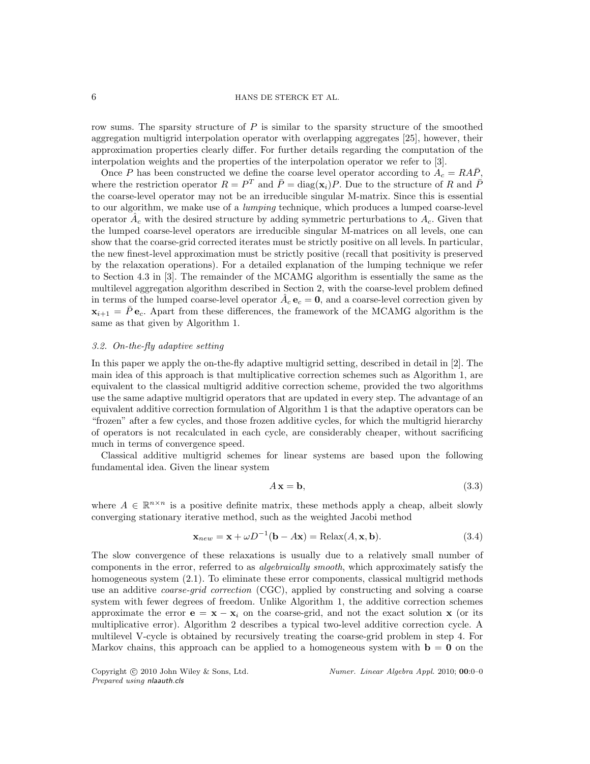row sums. The sparsity structure of $P$ is similar to the sparsity structure of the smoothed aggregation multigrid interpolation operator with overlapping aggregates [25], however, their approximation properties clearly differ. For further details regarding the computation of the interpolation weights and the properties of the interpolation operator we refer to [3].

Once $P$ has been constructed we define the coarse level operator according to $A_c = RA\bar{P}$, where the restriction operator $R = P^T$ and $\bar{P} = \text{diag}(\mathbf{x}_i)P$. Due to the structure of $R$ and $\bar{P}$ the coarse-level operator may not be an irreducible singular M-matrix. Since this is essential to our algorithm, we make use of a *lumping* technique, which produces a lumped coarse-level operator $\hat{A}_c$ with the desired structure by adding symmetric perturbations to $A_c$. Given that the lumped coarse-level operators are irreducible singular M-matrices on all levels, one can show that the coarse-grid corrected iterates must be strictly positive on all levels. In particular, the new finest-level approximation must be strictly positive (recall that positivity is preserved by the relaxation operations). For a detailed explanation of the lumping technique we refer to Section 4.3 in [3]. The remainder of the MCAMG algorithm is essentially the same as the multilevel aggregation algorithm described in Section 2, with the coarse-level problem defined in terms of the lumped coarse-level operator $\hat{A}_c\,\mathbf{e}_c = \mathbf{0}$, and a coarse-level correction given by $\mathbf{x}_{i+1} = \bar{P}\,\mathbf{e}_c$. Apart from these differences, the framework of the MCAMG algorithm is the same as that given by Algorithm 1.

### 3.2. On-the-fly adaptive setting

In this paper we apply the on-the-fly adaptive multigrid setting, described in detail in [2]. The main idea of this approach is that multiplicative correction schemes such as Algorithm 1, are equivalent to the classical multigrid additive correction scheme, provided the two algorithms use the same adaptive multigrid operators that are updated in every step. The advantage of an equivalent additive correction formulation of Algorithm 1 is that the adaptive operators can be "frozen" after a few cycles, and those frozen additive cycles, for which the multigrid hierarchy of operators is not recalculated in each cycle, are considerably cheaper, without sacrificing much in terms of convergence speed.

Classical additive multigrid schemes for linear systems are based upon the following fundamental idea. Given the linear system

$$A\,\mathbf{x} = \mathbf{b}, \tag{3.3}$$

where $A \in \mathbb{R}^{n\times n}$ is a positive definite matrix, these methods apply a cheap, albeit slowly converging stationary iterative method, such as the weighted Jacobi method

$$\mathbf{x}_{new} = \mathbf{x} + \omega D^{-1}(\mathbf{b} - A\mathbf{x}) = \text{Relax}(A, \mathbf{x}, \mathbf{b}). \tag{3.4}$$

The slow convergence of these relaxations is usually due to a relatively small number of components in the error, referred to as *algebraically smooth*, which approximately satisfy the homogeneous system (2.1). To eliminate these error components, classical multigrid methods use an additive *coarse-grid correction* (CGC), applied by constructing and solving a coarse system with fewer degrees of freedom. Unlike Algorithm 1, the additive correction schemes approximate the error $\mathbf{e} = \mathbf{x} - \mathbf{x}_i$ on the coarse-grid, and not the exact solution $\mathbf{x}$ (or its multiplicative error). Algorithm 2 describes a typical two-level additive correction cycle. A multilevel V-cycle is obtained by recursively treating the coarse-grid problem in step 4. For Markov chains, this approach can be applied to a homogeneous system with $\mathbf{b} = \mathbf{0}$ on the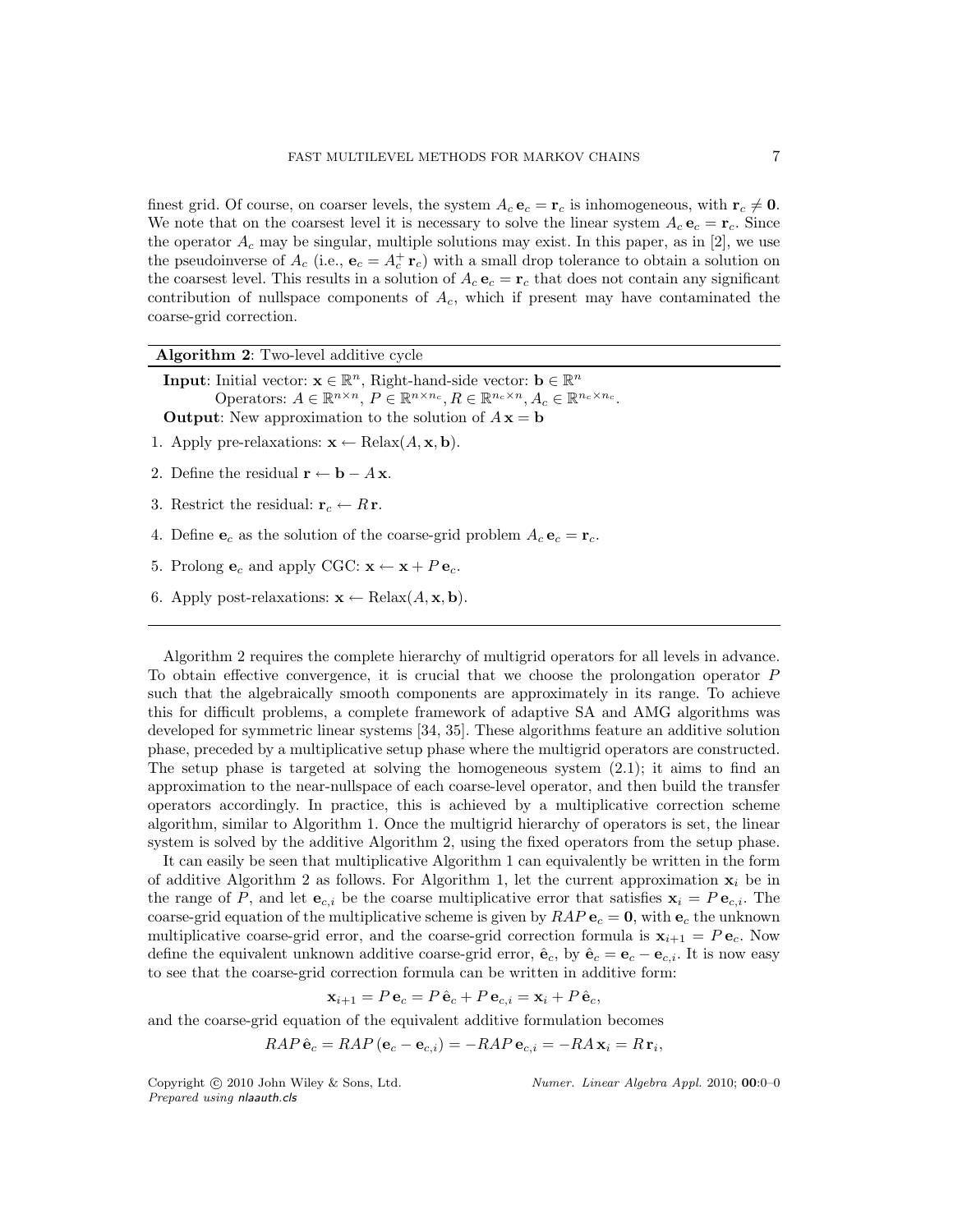finest grid. Of course, on coarser levels, the system $A_c \mathbf{e}_c = \mathbf{r}_c$ is inhomogeneous, with $\mathbf{r}_c \neq \mathbf{0}$. We note that on the coarsest level it is necessary to solve the linear system $A_c \mathbf{e}_c = \mathbf{r}_c$. Since the operator $A_c$ may be singular, multiple solutions may exist. In this paper, as in [2], we use the pseudoinverse of $A_c$ (i.e., $\mathbf{e}_c = A_c^+ \mathbf{r}_c$) with a small drop tolerance to obtain a solution on the coarsest level. This results in a solution of $A_c \mathbf{e}_c = \mathbf{r}_c$ that does not contain any significant contribution of nullspace components of $A_c$, which if present may have contaminated the coarse-grid correction.

**Algorithm 2**: Two-level additive cycle

**Input**: Initial vector: $\mathbf{x} \in \mathbb{R}^n$, Right-hand-side vector: $\mathbf{b} \in \mathbb{R}^n$
Operators: $A \in \mathbb{R}^{n \times n}$, $P \in \mathbb{R}^{n \times n_c}$, $R \in \mathbb{R}^{n_c \times n}$, $A_c \in \mathbb{R}^{n_c \times n_c}$.
**Output**: New approximation to the solution of $A\,\mathbf{x} = \mathbf{b}$

1. Apply pre-relaxations: $\mathbf{x} \leftarrow \mathrm{Relax}(A, \mathbf{x}, \mathbf{b})$.
2. Define the residual $\mathbf{r} \leftarrow \mathbf{b} - A\,\mathbf{x}$.
3. Restrict the residual: $\mathbf{r}_c \leftarrow R\,\mathbf{r}$.
4. Define $\mathbf{e}_c$ as the solution of the coarse-grid problem $A_c \mathbf{e}_c = \mathbf{r}_c$.
5. Prolong $\mathbf{e}_c$ and apply CGC: $\mathbf{x} \leftarrow \mathbf{x} + P\,\mathbf{e}_c$.
6. Apply post-relaxations: $\mathbf{x} \leftarrow \mathrm{Relax}(A, \mathbf{x}, \mathbf{b})$.

Algorithm 2 requires the complete hierarchy of multigrid operators for all levels in advance. To obtain effective convergence, it is crucial that we choose the prolongation operator $P$ such that the algebraically smooth components are approximately in its range. To achieve this for difficult problems, a complete framework of adaptive SA and AMG algorithms was developed for symmetric linear systems [34, 35]. These algorithms feature an additive solution phase, preceded by a multiplicative setup phase where the multigrid operators are constructed. The setup phase is targeted at solving the homogeneous system (2.1); it aims to find an approximation to the near-nullspace of each coarse-level operator, and then build the transfer operators accordingly. In practice, this is achieved by a multiplicative correction scheme algorithm, similar to Algorithm 1. Once the multigrid hierarchy of operators is set, the linear system is solved by the additive Algorithm 2, using the fixed operators from the setup phase.

It can easily be seen that multiplicative Algorithm 1 can equivalently be written in the form of additive Algorithm 2 as follows. For Algorithm 1, let the current approximation $\mathbf{x}_i$ be in the range of $P$, and let $\mathbf{e}_{c,i}$ be the coarse multiplicative error that satisfies $\mathbf{x}_i = P\,\mathbf{e}_{c,i}$. The coarse-grid equation of the multiplicative scheme is given by $RAP\,\mathbf{e}_c = \mathbf{0}$, with $\mathbf{e}_c$ the unknown multiplicative coarse-grid error, and the coarse-grid correction formula is $\mathbf{x}_{i+1} = P\,\mathbf{e}_c$. Now define the equivalent unknown additive coarse-grid error, $\hat{\mathbf{e}}_c$, by $\hat{\mathbf{e}}_c = \mathbf{e}_c - \mathbf{e}_{c,i}$. It is now easy to see that the coarse-grid correction formula can be written in additive form:

$$\mathbf{x}_{i+1} = P\,\mathbf{e}_c = P\,\hat{\mathbf{e}}_c + P\,\mathbf{e}_{c,i} = \mathbf{x}_i + P\,\hat{\mathbf{e}}_c,$$

and the coarse-grid equation of the equivalent additive formulation becomes

$$RAP\,\hat{\mathbf{e}}_c = RAP\,(\mathbf{e}_c - \mathbf{e}_{c,i}) = -RAP\,\mathbf{e}_{c,i} = -RA\,\mathbf{x}_i = R\,\mathbf{r}_i,$$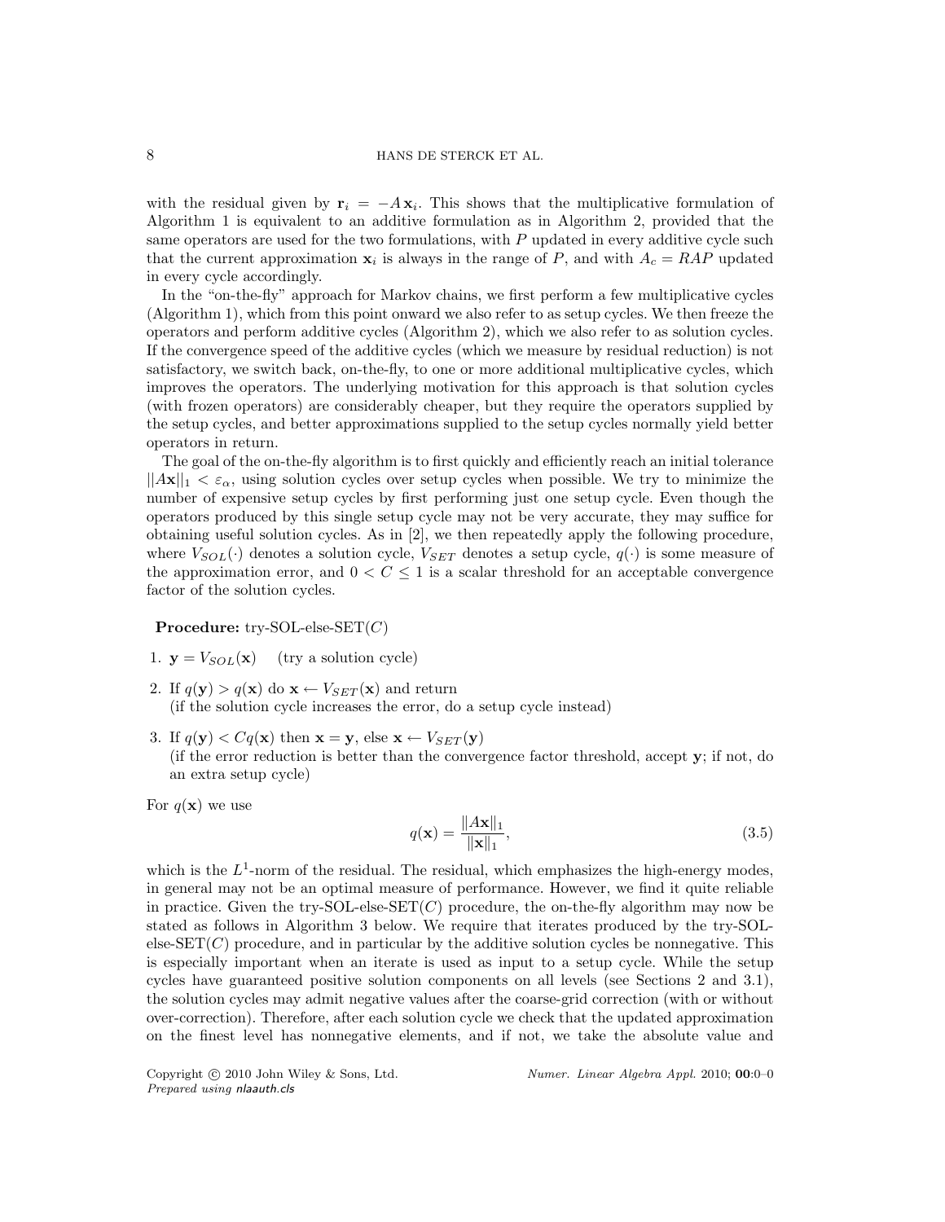with the residual given by $\mathbf{r}_i = -A\,\mathbf{x}_i$. This shows that the multiplicative formulation of Algorithm 1 is equivalent to an additive formulation as in Algorithm 2, provided that the same operators are used for the two formulations, with $P$ updated in every additive cycle such that the current approximation $\mathbf{x}_i$ is always in the range of $P$, and with $A_c = RAP$ updated in every cycle accordingly.

In the "on-the-fly" approach for Markov chains, we first perform a few multiplicative cycles (Algorithm 1), which from this point onward we also refer to as setup cycles. We then freeze the operators and perform additive cycles (Algorithm 2), which we also refer to as solution cycles. If the convergence speed of the additive cycles (which we measure by residual reduction) is not satisfactory, we switch back, on-the-fly, to one or more additional multiplicative cycles, which improves the operators. The underlying motivation for this approach is that solution cycles (with frozen operators) are considerably cheaper, but they require the operators supplied by the setup cycles, and better approximations supplied to the setup cycles normally yield better operators in return.

The goal of the on-the-fly algorithm is to first quickly and efficiently reach an initial tolerance $||A\mathbf{x}||_1 < \varepsilon_\alpha$, using solution cycles over setup cycles when possible. We try to minimize the number of expensive setup cycles by first performing just one setup cycle. Even though the operators produced by this single setup cycle may not be very accurate, they may suffice for obtaining useful solution cycles. As in [2], we then repeatedly apply the following procedure, where $V_{SOL}(\cdot)$ denotes a solution cycle, $V_{SET}$ denotes a setup cycle, $q(\cdot)$ is some measure of the approximation error, and $0 < C \leq 1$ is a scalar threshold for an acceptable convergence factor of the solution cycles.

**Procedure:** try-SOL-else-SET($C$)

1. $\mathbf{y} = V_{SOL}(\mathbf{x})$ (try a solution cycle)
2. If $q(\mathbf{y}) > q(\mathbf{x})$ do $\mathbf{x} \leftarrow V_{SET}(\mathbf{x})$ and return
   (if the solution cycle increases the error, do a setup cycle instead)
3. If $q(\mathbf{y}) < Cq(\mathbf{x})$ then $\mathbf{x} = \mathbf{y}$, else $\mathbf{x} \leftarrow V_{SET}(\mathbf{y})$
   (if the error reduction is better than the convergence factor threshold, accept $\mathbf{y}$; if not, do an extra setup cycle)

For $q(\mathbf{x})$ we use

$$q(\mathbf{x}) = \frac{\|A\mathbf{x}\|_1}{\|\mathbf{x}\|_1}, \tag{3.5}$$

which is the $L^1$-norm of the residual. The residual, which emphasizes the high-energy modes, in general may not be an optimal measure of performance. However, we find it quite reliable in practice. Given the try-SOL-else-SET($C$) procedure, the on-the-fly algorithm may now be stated as follows in Algorithm 3 below. We require that iterates produced by the try-SOL-else-SET($C$) procedure, and in particular by the additive solution cycles be nonnegative. This is especially important when an iterate is used as input to a setup cycle. While the setup cycles have guaranteed positive solution components on all levels (see Sections 2 and 3.1), the solution cycles may admit negative values after the coarse-grid correction (with or without over-correction). Therefore, after each solution cycle we check that the updated approximation on the finest level has nonnegative elements, and if not, we take the absolute value and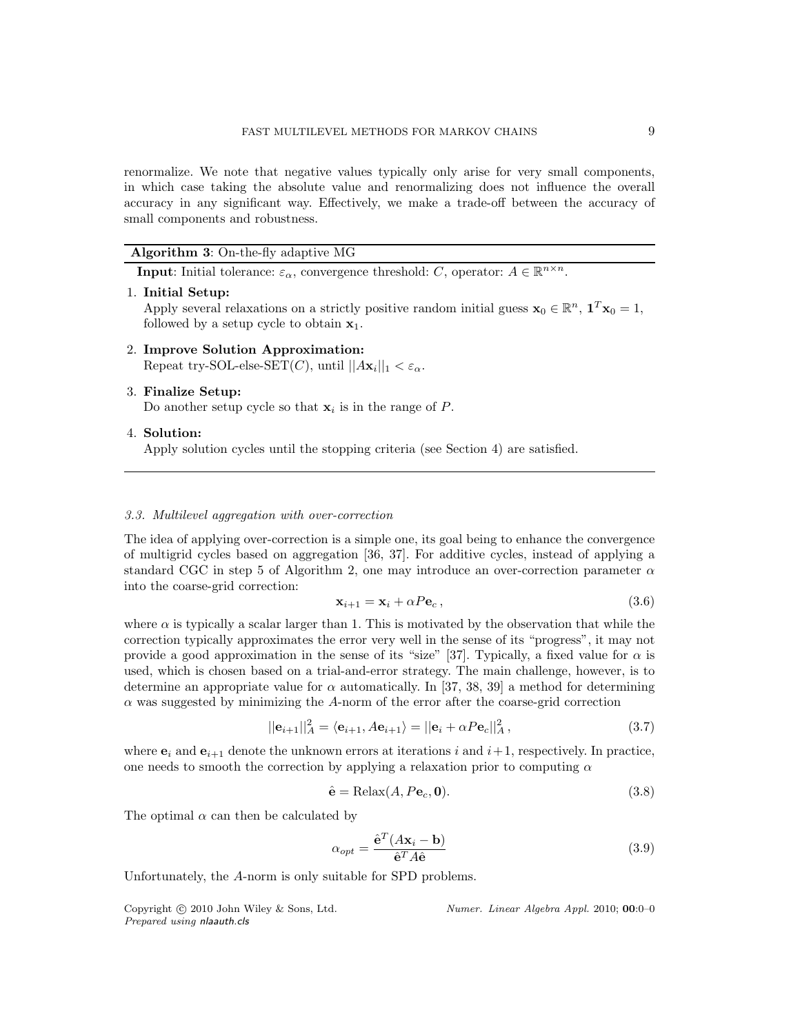renormalize. We note that negative values typically only arise for very small components, in which case taking the absolute value and renormalizing does not influence the overall accuracy in any significant way. Effectively, we make a trade-off between the accuracy of small components and robustness.

---

**Algorithm 3**: On-the-fly adaptive MG

---

**Input**: Initial tolerance: $\varepsilon_\alpha$, convergence threshold: $C$, operator: $A \in \mathbb{R}^{n\times n}$.

1. **Initial Setup:**
   Apply several relaxations on a strictly positive random initial guess $\mathbf{x}_0 \in \mathbb{R}^n$, $\mathbf{1}^T\mathbf{x}_0 = 1$, followed by a setup cycle to obtain $\mathbf{x}_1$.
2. **Improve Solution Approximation:**
   Repeat try-SOL-else-SET($C$), until $||A\mathbf{x}_i||_1 < \varepsilon_\alpha$.
3. **Finalize Setup:**
   Do another setup cycle so that $\mathbf{x}_i$ is in the range of $P$.
4. **Solution:**
   Apply solution cycles until the stopping criteria (see Section 4) are satisfied.

---

### *3.3. Multilevel aggregation with over-correction*

The idea of applying over-correction is a simple one, its goal being to enhance the convergence of multigrid cycles based on aggregation [36, 37]. For additive cycles, instead of applying a standard CGC in step 5 of Algorithm 2, one may introduce an over-correction parameter $\alpha$ into the coarse-grid correction:

$$\mathbf{x}_{i+1} = \mathbf{x}_i + \alpha P\mathbf{e}_c\,, \tag{3.6}$$

where $\alpha$ is typically a scalar larger than 1. This is motivated by the observation that while the correction typically approximates the error very well in the sense of its "progress", it may not provide a good approximation in the sense of its "size" [37]. Typically, a fixed value for $\alpha$ is used, which is chosen based on a trial-and-error strategy. The main challenge, however, is to determine an appropriate value for $\alpha$ automatically. In [37, 38, 39] a method for determining $\alpha$ was suggested by minimizing the $A$-norm of the error after the coarse-grid correction

$$||\mathbf{e}_{i+1}||_A^2 = \langle \mathbf{e}_{i+1}, A\mathbf{e}_{i+1}\rangle = ||\mathbf{e}_i + \alpha P\mathbf{e}_c||_A^2\,, \tag{3.7}$$

where $\mathbf{e}_i$ and $\mathbf{e}_{i+1}$ denote the unknown errors at iterations $i$ and $i+1$, respectively. In practice, one needs to smooth the correction by applying a relaxation prior to computing $\alpha$

$$\hat{\mathbf{e}} = \mathrm{Relax}(A, P\mathbf{e}_c, \mathbf{0}). \tag{3.8}$$

The optimal $\alpha$ can then be calculated by

$$\alpha_{opt} = \frac{\hat{\mathbf{e}}^T(A\mathbf{x}_i - \mathbf{b})}{\hat{\mathbf{e}}^T A\hat{\mathbf{e}}} \tag{3.9}$$

Unfortunately, the $A$-norm is only suitable for SPD problems.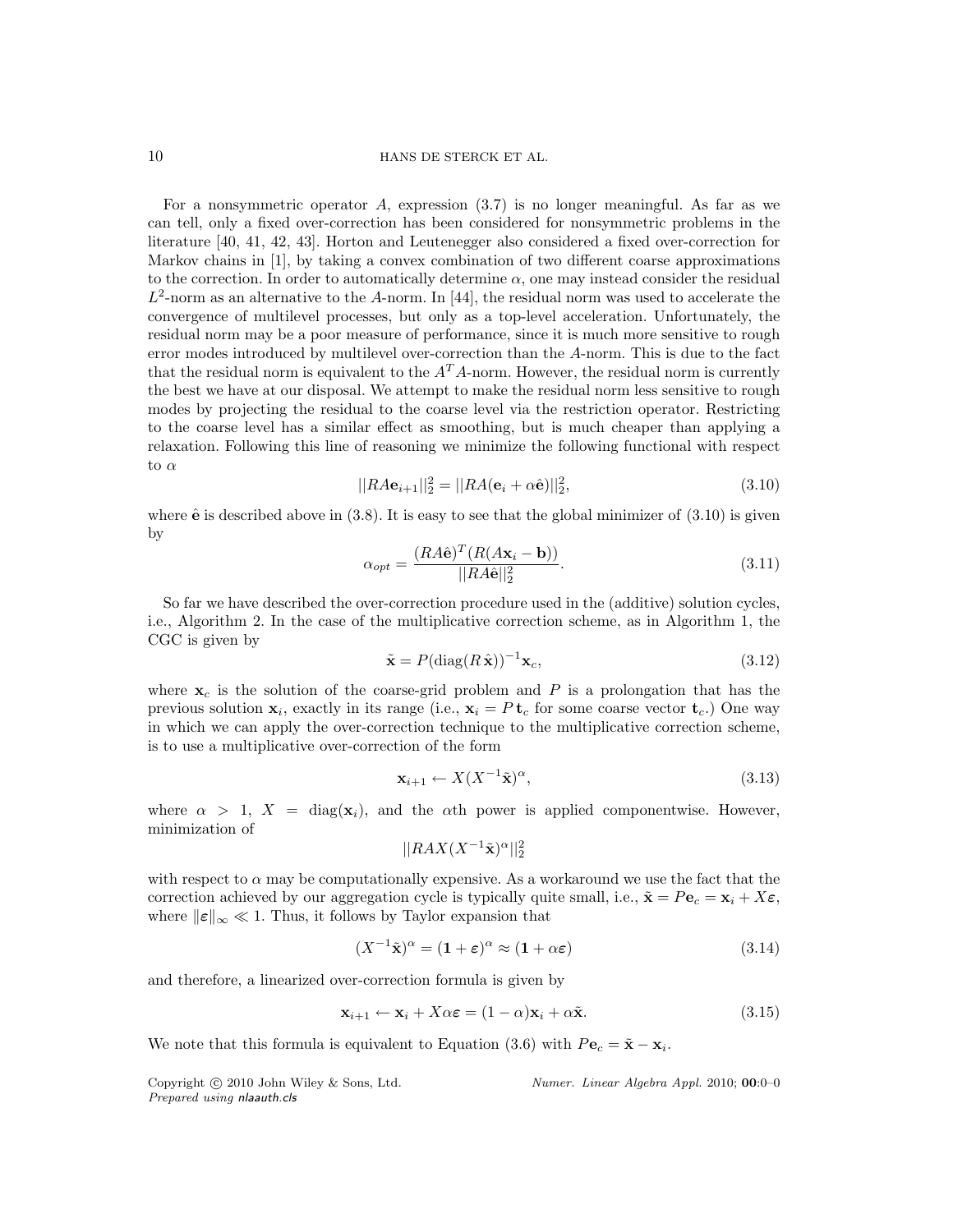For a nonsymmetric operator $A$, expression (3.7) is no longer meaningful. As far as we can tell, only a fixed over-correction has been considered for nonsymmetric problems in the literature [40, 41, 42, 43]. Horton and Leutenegger also considered a fixed over-correction for Markov chains in [1], by taking a convex combination of two different coarse approximations to the correction. In order to automatically determine $\alpha$, one may instead consider the residual $L^2$-norm as an alternative to the $A$-norm. In [44], the residual norm was used to accelerate the convergence of multilevel processes, but only as a top-level acceleration. Unfortunately, the residual norm may be a poor measure of performance, since it is much more sensitive to rough error modes introduced by multilevel over-correction than the $A$-norm. This is due to the fact that the residual norm is equivalent to the $A^TA$-norm. However, the residual norm is currently the best we have at our disposal. We attempt to make the residual norm less sensitive to rough modes by projecting the residual to the coarse level via the restriction operator. Restricting to the coarse level has a similar effect as smoothing, but is much cheaper than applying a relaxation. Following this line of reasoning we minimize the following functional with respect to $\alpha$

$$||RA\mathbf{e}_{i+1}||_2^2 = ||RA(\mathbf{e}_i + \alpha\hat{\mathbf{e}})||_2^2, \tag{3.10}$$

where $\hat{\mathbf{e}}$ is described above in (3.8). It is easy to see that the global minimizer of (3.10) is given by

$$\alpha_{opt} = \frac{(RA\hat{\mathbf{e}})^T(R(A\mathbf{x}_i - \mathbf{b}))}{||RA\hat{\mathbf{e}}||_2^2}. \tag{3.11}$$

So far we have described the over-correction procedure used in the (additive) solution cycles, i.e., Algorithm 2. In the case of the multiplicative correction scheme, as in Algorithm 1, the CGC is given by

$$\tilde{\mathbf{x}} = P(\mathrm{diag}(R\,\hat{\mathbf{x}}))^{-1}\mathbf{x}_c, \tag{3.12}$$

where $\mathbf{x}_c$ is the solution of the coarse-grid problem and $P$ is a prolongation that has the previous solution $\mathbf{x}_i$, exactly in its range (i.e., $\mathbf{x}_i = P\,\mathbf{t}_c$ for some coarse vector $\mathbf{t}_c$.) One way in which we can apply the over-correction technique to the multiplicative correction scheme, is to use a multiplicative over-correction of the form

$$\mathbf{x}_{i+1} \leftarrow X(X^{-1}\tilde{\mathbf{x}})^{\alpha}, \tag{3.13}$$

where $\alpha > 1$, $X = \mathrm{diag}(\mathbf{x}_i)$, and the $\alpha$th power is applied componentwise. However, minimization of

$$||RAX(X^{-1}\tilde{\mathbf{x}})^{\alpha}||_2^2$$

with respect to $\alpha$ may be computationally expensive. As a workaround we use the fact that the correction achieved by our aggregation cycle is typically quite small, i.e., $\tilde{\mathbf{x}} = P\mathbf{e}_c = \mathbf{x}_i + X\boldsymbol{\varepsilon}$, where $\|\boldsymbol{\varepsilon}\|_\infty \ll 1$. Thus, it follows by Taylor expansion that

$$(X^{-1}\tilde{\mathbf{x}})^{\alpha} = (\mathbf{1} + \boldsymbol{\varepsilon})^{\alpha} \approx (\mathbf{1} + \alpha\boldsymbol{\varepsilon}) \tag{3.14}$$

and therefore, a linearized over-correction formula is given by

$$\mathbf{x}_{i+1} \leftarrow \mathbf{x}_i + X\alpha\boldsymbol{\varepsilon} = (1-\alpha)\mathbf{x}_i + \alpha\tilde{\mathbf{x}}. \tag{3.15}$$

We note that this formula is equivalent to Equation (3.6) with $P\mathbf{e}_c = \tilde{\mathbf{x}} - \mathbf{x}_i$.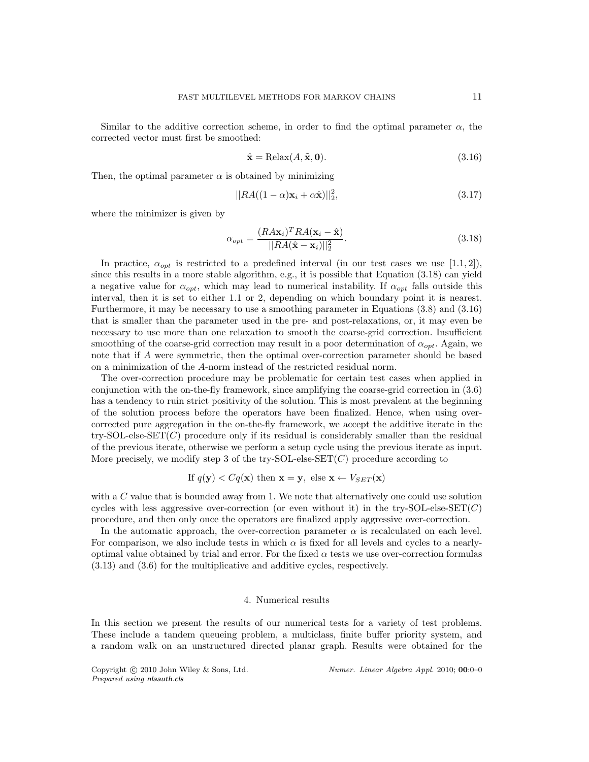Similar to the additive correction scheme, in order to find the optimal parameter $\alpha$, the corrected vector must first be smoothed:

$$\hat{\mathbf{x}} = \text{Relax}(A, \tilde{\mathbf{x}}, \mathbf{0}). \tag{3.16}$$

Then, the optimal parameter $\alpha$ is obtained by minimizing

$$||RA((1-\alpha)\mathbf{x}_i + \alpha\hat{\mathbf{x}})||_2^2, \tag{3.17}$$

where the minimizer is given by

$$\alpha_{opt} = \frac{(RA\mathbf{x}_i)^T RA(\mathbf{x}_i - \hat{\mathbf{x}})}{||RA(\hat{\mathbf{x}} - \mathbf{x}_i)||_2^2}. \tag{3.18}$$

In practice, $\alpha_{opt}$ is restricted to a predefined interval (in our test cases we use $[1.1, 2]$), since this results in a more stable algorithm, e.g., it is possible that Equation (3.18) can yield a negative value for $\alpha_{opt}$, which may lead to numerical instability. If $\alpha_{opt}$ falls outside this interval, then it is set to either 1.1 or 2, depending on which boundary point it is nearest. Furthermore, it may be necessary to use a smoothing parameter in Equations (3.8) and (3.16) that is smaller than the parameter used in the pre- and post-relaxations, or, it may even be necessary to use more than one relaxation to smooth the coarse-grid correction. Insufficient smoothing of the coarse-grid correction may result in a poor determination of $\alpha_{opt}$. Again, we note that if $A$ were symmetric, then the optimal over-correction parameter should be based on a minimization of the $A$-norm instead of the restricted residual norm.

The over-correction procedure may be problematic for certain test cases when applied in conjunction with the on-the-fly framework, since amplifying the coarse-grid correction in (3.6) has a tendency to ruin strict positivity of the solution. This is most prevalent at the beginning of the solution process before the operators have been finalized. Hence, when using over-corrected pure aggregation in the on-the-fly framework, we accept the additive iterate in the try-SOL-else-SET($C$) procedure only if its residual is considerably smaller than the residual of the previous iterate, otherwise we perform a setup cycle using the previous iterate as input. More precisely, we modify step 3 of the try-SOL-else-SET($C$) procedure according to

$$\text{If } q(\mathbf{y}) < Cq(\mathbf{x}) \text{ then } \mathbf{x} = \mathbf{y}, \text{ else } \mathbf{x} \leftarrow V_{SET}(\mathbf{x})$$

with a $C$ value that is bounded away from 1. We note that alternatively one could use solution cycles with less aggressive over-correction (or even without it) in the try-SOL-else-SET($C$) procedure, and then only once the operators are finalized apply aggressive over-correction.

In the automatic approach, the over-correction parameter $\alpha$ is recalculated on each level. For comparison, we also include tests in which $\alpha$ is fixed for all levels and cycles to a nearly-optimal value obtained by trial and error. For the fixed $\alpha$ tests we use over-correction formulas (3.13) and (3.6) for the multiplicative and additive cycles, respectively.

## 4. Numerical results

In this section we present the results of our numerical tests for a variety of test problems. These include a tandem queueing problem, a multiclass, finite buffer priority system, and a random walk on an unstructured directed planar graph. Results were obtained for the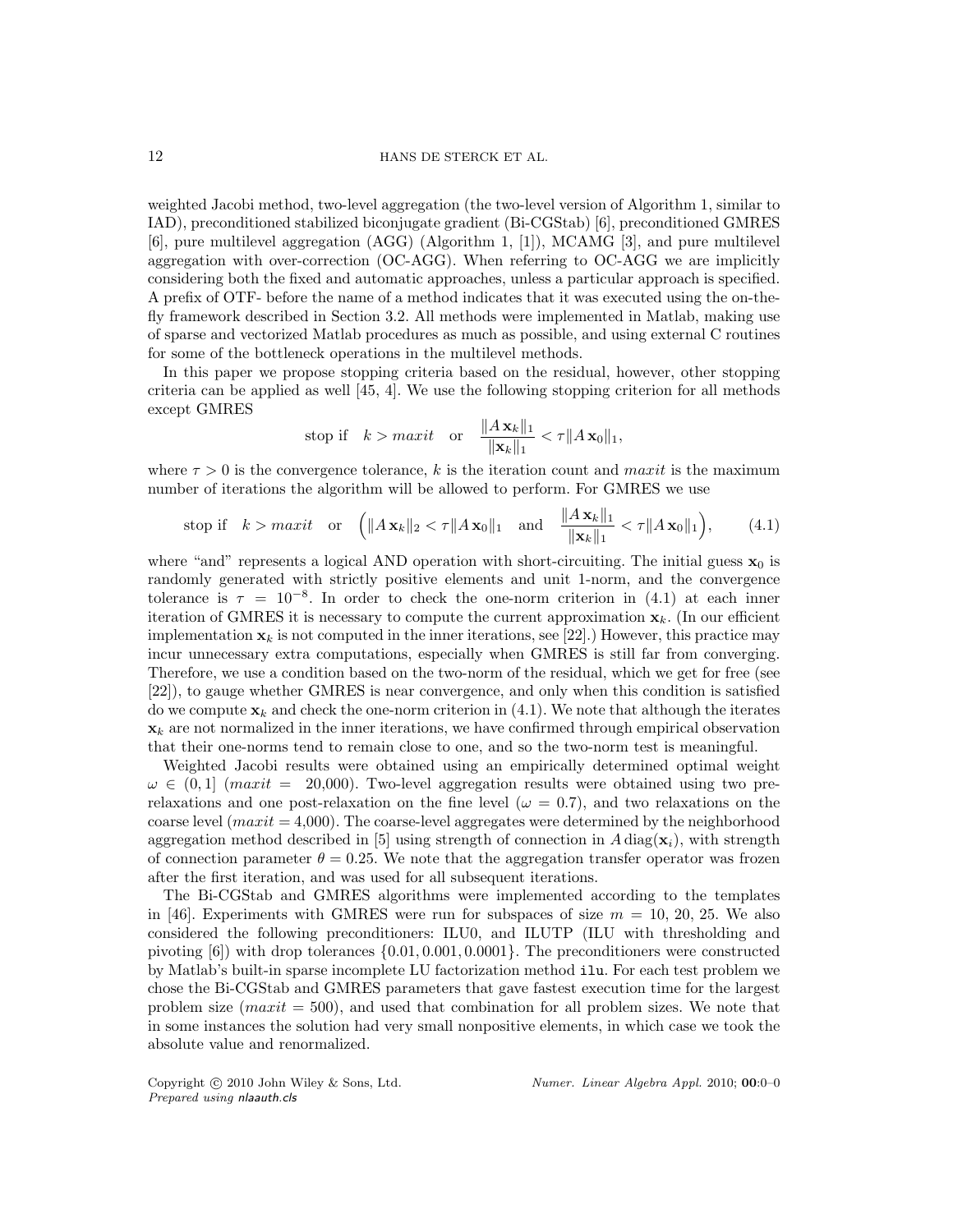weighted Jacobi method, two-level aggregation (the two-level version of Algorithm 1, similar to IAD), preconditioned stabilized biconjugate gradient (Bi-CGStab) [6], preconditioned GMRES [6], pure multilevel aggregation (AGG) (Algorithm 1, [1]), MCAMG [3], and pure multilevel aggregation with over-correction (OC-AGG). When referring to OC-AGG we are implicitly considering both the fixed and automatic approaches, unless a particular approach is specified. A prefix of OTF- before the name of a method indicates that it was executed using the on-the-fly framework described in Section 3.2. All methods were implemented in Matlab, making use of sparse and vectorized Matlab procedures as much as possible, and using external C routines for some of the bottleneck operations in the multilevel methods.

In this paper we propose stopping criteria based on the residual, however, other stopping criteria can be applied as well [45, 4]. We use the following stopping criterion for all methods except GMRES

$$\text{stop if} \quad k > maxit \quad \text{or} \quad \frac{\|A\,\mathbf{x}_k\|_1}{\|\mathbf{x}_k\|_1} < \tau \|A\,\mathbf{x}_0\|_1,$$

where $\tau > 0$ is the convergence tolerance, $k$ is the iteration count and $maxit$ is the maximum number of iterations the algorithm will be allowed to perform. For GMRES we use

$$\text{stop if} \quad k > maxit \quad \text{or} \quad \Big(\|A\,\mathbf{x}_k\|_2 < \tau \|A\,\mathbf{x}_0\|_1 \quad \text{and} \quad \frac{\|A\,\mathbf{x}_k\|_1}{\|\mathbf{x}_k\|_1} < \tau \|A\,\mathbf{x}_0\|_1\Big), \tag{4.1}$$

where "and" represents a logical AND operation with short-circuiting. The initial guess $\mathbf{x}_0$ is randomly generated with strictly positive elements and unit 1-norm, and the convergence tolerance is $\tau = 10^{-8}$. In order to check the one-norm criterion in (4.1) at each inner iteration of GMRES it is necessary to compute the current approximation $\mathbf{x}_k$. (In our efficient implementation $\mathbf{x}_k$ is not computed in the inner iterations, see [22].) However, this practice may incur unnecessary extra computations, especially when GMRES is still far from converging. Therefore, we use a condition based on the two-norm of the residual, which we get for free (see [22]), to gauge whether GMRES is near convergence, and only when this condition is satisfied do we compute $\mathbf{x}_k$ and check the one-norm criterion in (4.1). We note that although the iterates $\mathbf{x}_k$ are not normalized in the inner iterations, we have confirmed through empirical observation that their one-norms tend to remain close to one, and so the two-norm test is meaningful.

Weighted Jacobi results were obtained using an empirically determined optimal weight $\omega \in (0, 1]$ ($maxit =$ 20,000). Two-level aggregation results were obtained using two pre-relaxations and one post-relaxation on the fine level ($\omega = 0.7$), and two relaxations on the coarse level ($maxit = 4{,}000$). The coarse-level aggregates were determined by the neighborhood aggregation method described in [5] using strength of connection in $A\,\text{diag}(\mathbf{x}_i)$, with strength of connection parameter $\theta = 0.25$. We note that the aggregation transfer operator was frozen after the first iteration, and was used for all subsequent iterations.

The Bi-CGStab and GMRES algorithms were implemented according to the templates in [46]. Experiments with GMRES were run for subspaces of size $m$ = 10, 20, 25. We also considered the following preconditioners: ILU0, and ILUTP (ILU with thresholding and pivoting [6]) with drop tolerances $\{0.01, 0.001, 0.0001\}$. The preconditioners were constructed by Matlab's built-in sparse incomplete LU factorization method `ilu`. For each test problem we chose the Bi-CGStab and GMRES parameters that gave fastest execution time for the largest problem size ($maxit = 500$), and used that combination for all problem sizes. We note that in some instances the solution had very small nonpositive elements, in which case we took the absolute value and renormalized.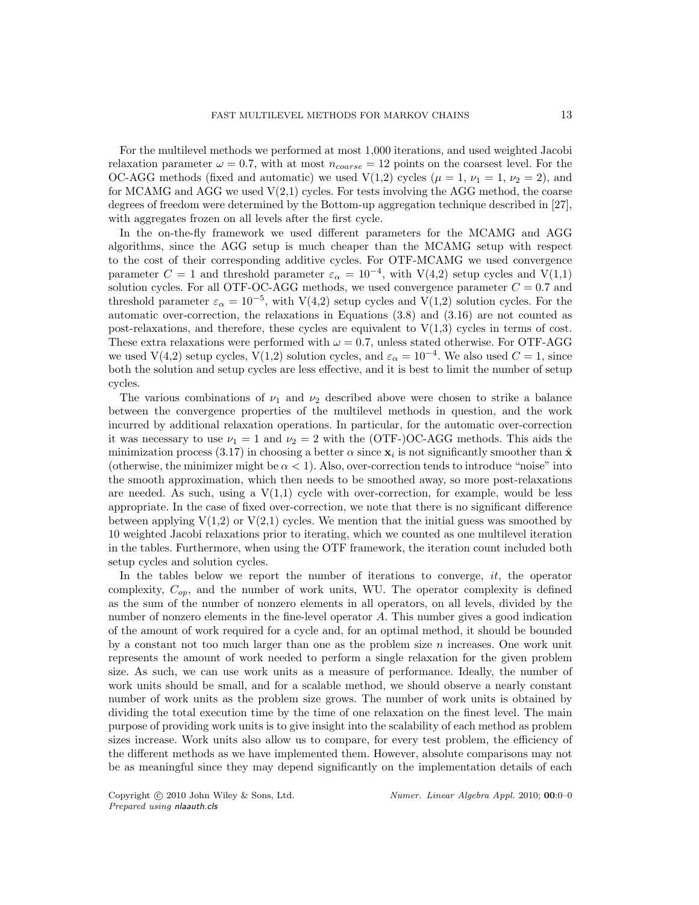For the multilevel methods we performed at most 1,000 iterations, and used weighted Jacobi relaxation parameter $\omega = 0.7$, with at most $n_{coarse} = 12$ points on the coarsest level. For the OC-AGG methods (fixed and automatic) we used V(1,2) cycles ($\mu = 1$, $\nu_1 = 1$, $\nu_2 = 2$), and for MCAMG and AGG we used V(2,1) cycles. For tests involving the AGG method, the coarse degrees of freedom were determined by the Bottom-up aggregation technique described in [27], with aggregates frozen on all levels after the first cycle.

In the on-the-fly framework we used different parameters for the MCAMG and AGG algorithms, since the AGG setup is much cheaper than the MCAMG setup with respect to the cost of their corresponding additive cycles. For OTF-MCAMG we used convergence parameter $C = 1$ and threshold parameter $\varepsilon_\alpha = 10^{-4}$, with V(4,2) setup cycles and V(1,1) solution cycles. For all OTF-OC-AGG methods, we used convergence parameter $C = 0.7$ and threshold parameter $\varepsilon_\alpha = 10^{-5}$, with V(4,2) setup cycles and V(1,2) solution cycles. For the automatic over-correction, the relaxations in Equations (3.8) and (3.16) are not counted as post-relaxations, and therefore, these cycles are equivalent to V(1,3) cycles in terms of cost. These extra relaxations were performed with $\omega = 0.7$, unless stated otherwise. For OTF-AGG we used V(4,2) setup cycles, V(1,2) solution cycles, and $\varepsilon_\alpha = 10^{-4}$. We also used $C = 1$, since both the solution and setup cycles are less effective, and it is best to limit the number of setup cycles.

The various combinations of $\nu_1$ and $\nu_2$ described above were chosen to strike a balance between the convergence properties of the multilevel methods in question, and the work incurred by additional relaxation operations. In particular, for the automatic over-correction it was necessary to use $\nu_1 = 1$ and $\nu_2 = 2$ with the (OTF-)OC-AGG methods. This aids the minimization process (3.17) in choosing a better $\alpha$ since $\mathbf{x}_i$ is not significantly smoother than $\hat{\mathbf{x}}$ (otherwise, the minimizer might be $\alpha < 1$). Also, over-correction tends to introduce "noise" into the smooth approximation, which then needs to be smoothed away, so more post-relaxations are needed. As such, using a V(1,1) cycle with over-correction, for example, would be less appropriate. In the case of fixed over-correction, we note that there is no significant difference between applying V(1,2) or V(2,1) cycles. We mention that the initial guess was smoothed by 10 weighted Jacobi relaxations prior to iterating, which we counted as one multilevel iteration in the tables. Furthermore, when using the OTF framework, the iteration count included both setup cycles and solution cycles.

In the tables below we report the number of iterations to converge, *it*, the operator complexity, $C_{op}$, and the number of work units, WU. The operator complexity is defined as the sum of the number of nonzero elements in all operators, on all levels, divided by the number of nonzero elements in the fine-level operator $A$. This number gives a good indication of the amount of work required for a cycle and, for an optimal method, it should be bounded by a constant not too much larger than one as the problem size $n$ increases. One work unit represents the amount of work needed to perform a single relaxation for the given problem size. As such, we can use work units as a measure of performance. Ideally, the number of work units should be small, and for a scalable method, we should observe a nearly constant number of work units as the problem size grows. The number of work units is obtained by dividing the total execution time by the time of one relaxation on the finest level. The main purpose of providing work units is to give insight into the scalability of each method as problem sizes increase. Work units also allow us to compare, for every test problem, the efficiency of the different methods as we have implemented them. However, absolute comparisons may not be as meaningful since they may depend significantly on the implementation details of each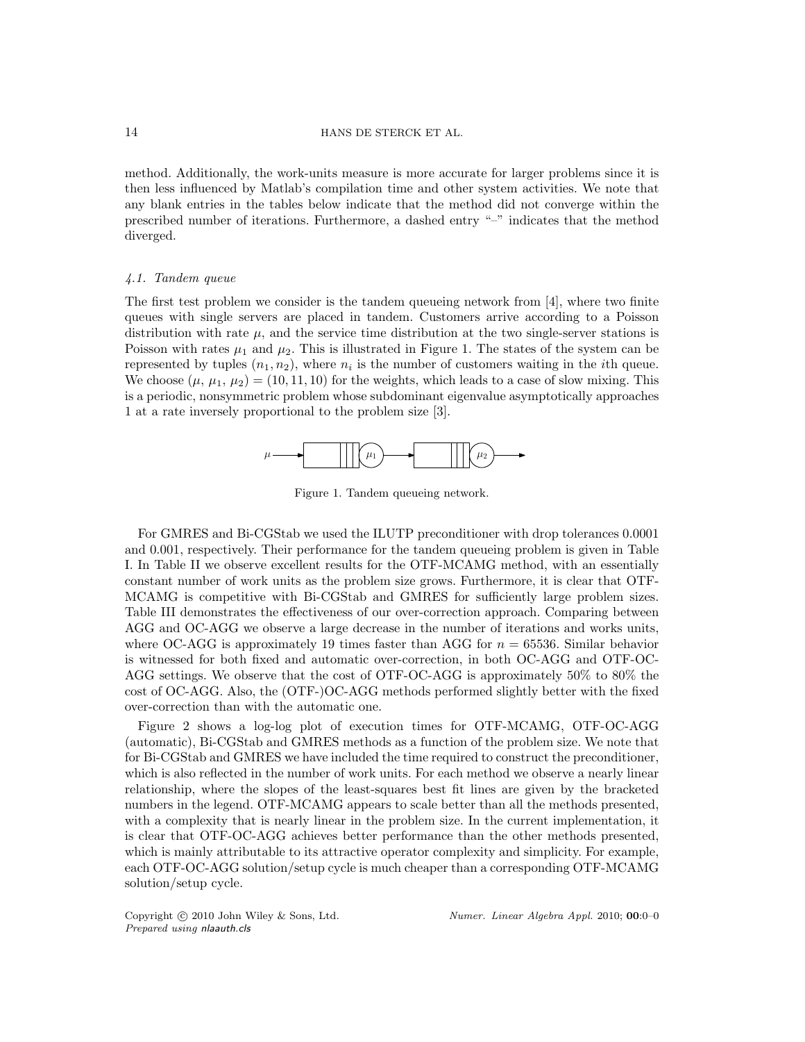method. Additionally, the work-units measure is more accurate for larger problems since it is then less influenced by Matlab's compilation time and other system activities. We note that any blank entries in the tables below indicate that the method did not converge within the prescribed number of iterations. Furthermore, a dashed entry "–" indicates that the method diverged.

### 4.1. Tandem queue

The first test problem we consider is the tandem queueing network from [4], where two finite queues with single servers are placed in tandem. Customers arrive according to a Poisson distribution with rate $\mu$, and the service time distribution at the two single-server stations is Poisson with rates $\mu_1$ and $\mu_2$. This is illustrated in Figure 1. The states of the system can be represented by tuples $(n_1, n_2)$, where $n_i$ is the number of customers waiting in the $i$th queue. We choose $(\mu, \mu_1, \mu_2) = (10, 11, 10)$ for the weights, which leads to a case of slow mixing. This is a periodic, nonsymmetric problem whose subdominant eigenvalue asymptotically approaches 1 at a rate inversely proportional to the problem size [3].

Figure 1. Tandem queueing network.

For GMRES and Bi-CGStab we used the ILUTP preconditioner with drop tolerances 0.0001 and 0.001, respectively. Their performance for the tandem queueing problem is given in Table I. In Table II we observe excellent results for the OTF-MCAMG method, with an essentially constant number of work units as the problem size grows. Furthermore, it is clear that OTF-MCAMG is competitive with Bi-CGStab and GMRES for sufficiently large problem sizes. Table III demonstrates the effectiveness of our over-correction approach. Comparing between AGG and OC-AGG we observe a large decrease in the number of iterations and works units, where OC-AGG is approximately 19 times faster than AGG for $n = 65536$. Similar behavior is witnessed for both fixed and automatic over-correction, in both OC-AGG and OTF-OC-AGG settings. We observe that the cost of OTF-OC-AGG is approximately 50% to 80% the cost of OC-AGG. Also, the (OTF-)OC-AGG methods performed slightly better with the fixed over-correction than with the automatic one.

Figure 2 shows a log-log plot of execution times for OTF-MCAMG, OTF-OC-AGG (automatic), Bi-CGStab and GMRES methods as a function of the problem size. We note that for Bi-CGStab and GMRES we have included the time required to construct the preconditioner, which is also reflected in the number of work units. For each method we observe a nearly linear relationship, where the slopes of the least-squares best fit lines are given by the bracketed numbers in the legend. OTF-MCAMG appears to scale better than all the methods presented, with a complexity that is nearly linear in the problem size. In the current implementation, it is clear that OTF-OC-AGG achieves better performance than the other methods presented, which is mainly attributable to its attractive operator complexity and simplicity. For example, each OTF-OC-AGG solution/setup cycle is much cheaper than a corresponding OTF-MCAMG solution/setup cycle.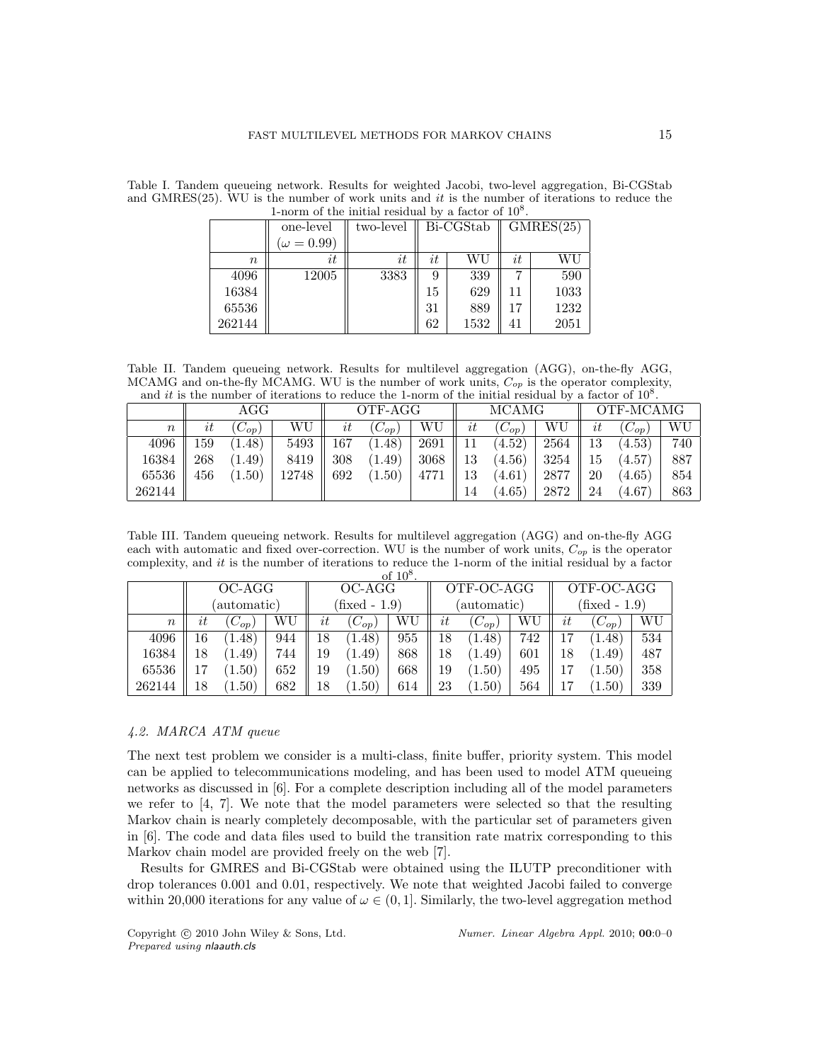Table I. Tandem queueing network. Results for weighted Jacobi, two-level aggregation, Bi-CGStab and GMRES(25). WU is the number of work units and $it$ is the number of iterations to reduce the 1-norm of the initial residual by a factor of $10^8$.

| | one-level ($\omega = 0.99$) | two-level | Bi-CGStab | | GMRES(25) | |
|---|---|---|---|---|---|---|
| $n$ | $it$ | $it$ | $it$ | WU | $it$ | WU |
| 4096 | 12005 | 3383 | 9 | 339 | 7 | 590 |
| 16384 | | | 15 | 629 | 11 | 1033 |
| 65536 | | | 31 | 889 | 17 | 1232 |
| 262144 | | | 62 | 1532 | 41 | 2051 |

Table II. Tandem queueing network. Results for multilevel aggregation (AGG), on-the-fly AGG, MCAMG and on-the-fly MCAMG. WU is the number of work units, $C_{op}$ is the operator complexity, and $it$ is the number of iterations to reduce the 1-norm of the initial residual by a factor of $10^8$.

| | AGG | | | OTF-AGG | | | MCAMG | | | OTF-MCAMG | | |
|---|---|---|---|---|---|---|---|---|---|---|---|---|
| $n$ | $it$ | $(C_{op})$ | WU | $it$ | $(C_{op})$ | WU | $it$ | $(C_{op})$ | WU | $it$ | $(C_{op})$ | WU |
| 4096 | 159 | (1.48) | 5493 | 167 | (1.48) | 2691 | 11 | (4.52) | 2564 | 13 | (4.53) | 740 |
| 16384 | 268 | (1.49) | 8419 | 308 | (1.49) | 3068 | 13 | (4.56) | 3254 | 15 | (4.57) | 887 |
| 65536 | 456 | (1.50) | 12748 | 692 | (1.50) | 4771 | 13 | (4.61) | 2877 | 20 | (4.65) | 854 |
| 262144 | | | | | | | 14 | (4.65) | 2872 | 24 | (4.67) | 863 |

Table III. Tandem queueing network. Results for multilevel aggregation (AGG) and on-the-fly AGG each with automatic and fixed over-correction. WU is the number of work units, $C_{op}$ is the operator complexity, and $it$ is the number of iterations to reduce the 1-norm of the initial residual by a factor of $10^8$.

| | OC-AGG (automatic) | | | OC-AGG (fixed - 1.9) | | | OTF-OC-AGG (automatic) | | | OTF-OC-AGG (fixed - 1.9) | | |
|---|---|---|---|---|---|---|---|---|---|---|---|---|
| $n$ | $it$ | $(C_{op})$ | WU | $it$ | $(C_{op})$ | WU | $it$ | $(C_{op})$ | WU | $it$ | $(C_{op})$ | WU |
| 4096 | 16 | (1.48) | 944 | 18 | (1.48) | 955 | 18 | (1.48) | 742 | 17 | (1.48) | 534 |
| 16384 | 18 | (1.49) | 744 | 19 | (1.49) | 868 | 18 | (1.49) | 601 | 18 | (1.49) | 487 |
| 65536 | 17 | (1.50) | 652 | 19 | (1.50) | 668 | 19 | (1.50) | 495 | 17 | (1.50) | 358 |
| 262144 | 18 | (1.50) | 682 | 18 | (1.50) | 614 | 23 | (1.50) | 564 | 17 | (1.50) | 339 |

### *4.2. MARCA ATM queue*

The next test problem we consider is a multi-class, finite buffer, priority system. This model can be applied to telecommunications modeling, and has been used to model ATM queueing networks as discussed in [6]. For a complete description including all of the model parameters we refer to [4, 7]. We note that the model parameters were selected so that the resulting Markov chain is nearly completely decomposable, with the particular set of parameters given in [6]. The code and data files used to build the transition rate matrix corresponding to this Markov chain model are provided freely on the web [7].

Results for GMRES and Bi-CGStab were obtained using the ILUTP preconditioner with drop tolerances 0.001 and 0.01, respectively. We note that weighted Jacobi failed to converge within 20,000 iterations for any value of $\omega \in (0, 1]$. Similarly, the two-level aggregation method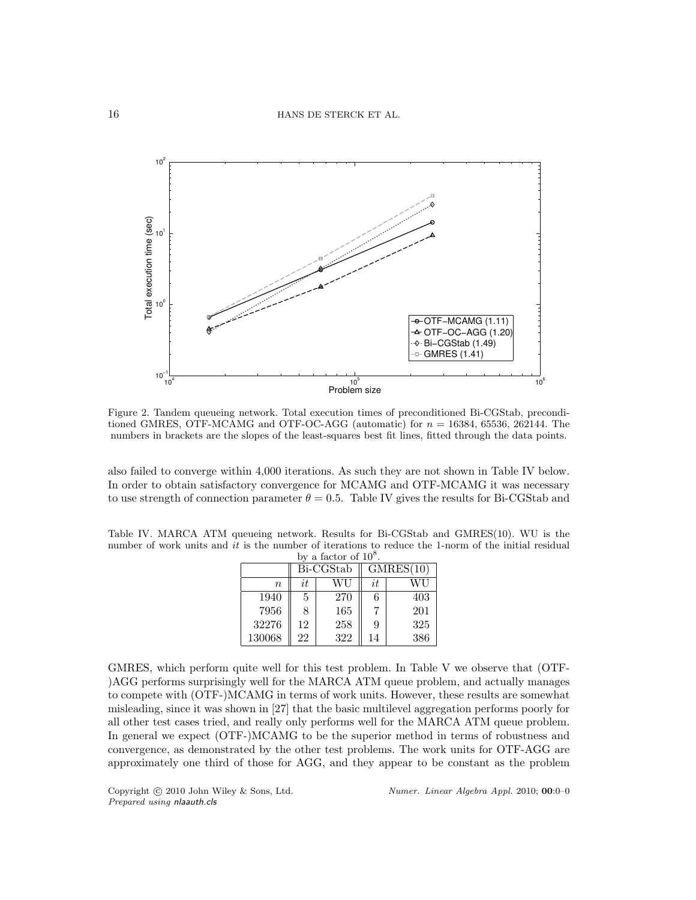Figure 2. Tandem queueing network. Total execution times of preconditioned Bi-CGStab, preconditioned GMRES, OTF-MCAMG and OTF-OC-AGG (automatic) for $n = 16384$, $65536$, $262144$. The numbers in brackets are the slopes of the least-squares best fit lines, fitted through the data points.

also failed to converge within 4,000 iterations. As such they are not shown in Table IV below. In order to obtain satisfactory convergence for MCAMG and OTF-MCAMG it was necessary to use strength of connection parameter $\theta = 0.5$. Table IV gives the results for Bi-CGStab and

Table IV. MARCA ATM queueing network. Results for Bi-CGStab and GMRES(10). WU is the number of work units and $it$ is the number of iterations to reduce the 1-norm of the initial residual by a factor of $10^8$.

| | Bi-CGStab | | GMRES(10) | |
|---|---|---|---|---|
| $n$ | $it$ | WU | $it$ | WU |
| 1940 | 5 | 270 | 6 | 403 |
| 7956 | 8 | 165 | 7 | 201 |
| 32276 | 12 | 258 | 9 | 325 |
| 130068 | 22 | 322 | 14 | 386 |

GMRES, which perform quite well for this test problem. In Table V we observe that (OTF-)AGG performs surprisingly well for the MARCA ATM queue problem, and actually manages to compete with (OTF-)MCAMG in terms of work units. However, these results are somewhat misleading, since it was shown in [27] that the basic multilevel aggregation performs poorly for all other test cases tried, and really only performs well for the MARCA ATM queue problem. In general we expect (OTF-)MCAMG to be the superior method in terms of robustness and convergence, as demonstrated by the other test problems. The work units for OTF-AGG are approximately one third of those for AGG, and they appear to be constant as the problem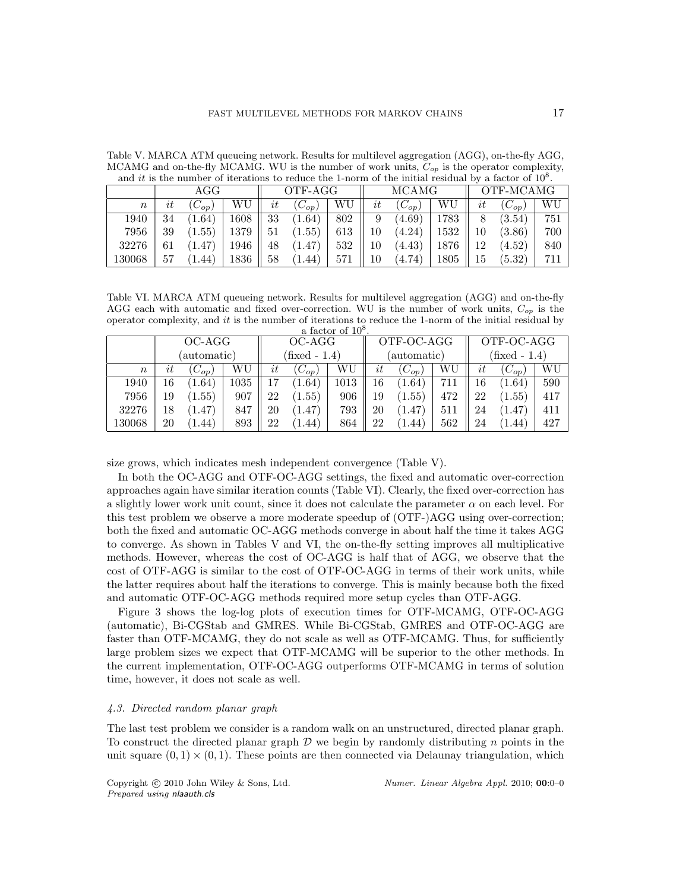Table V. MARCA ATM queueing network. Results for multilevel aggregation (AGG), on-the-fly AGG, MCAMG and on-the-fly MCAMG. WU is the number of work units, $C_{op}$ is the operator complexity, and $it$ is the number of iterations to reduce the 1-norm of the initial residual by a factor of $10^8$.

| | AGG | | | OTF-AGG | | | MCAMG | | | OTF-MCAMG | | |
|---|---|---|---|---|---|---|---|---|---|---|---|---|
| $n$ | $it$ | $(C_{op})$ | WU | $it$ | $(C_{op})$ | WU | $it$ | $(C_{op})$ | WU | $it$ | $(C_{op})$ | WU |
| 1940 | 34 | (1.64) | 1608 | 33 | (1.64) | 802 | 9 | (4.69) | 1783 | 8 | (3.54) | 751 |
| 7956 | 39 | (1.55) | 1379 | 51 | (1.55) | 613 | 10 | (4.24) | 1532 | 10 | (3.86) | 700 |
| 32276 | 61 | (1.47) | 1946 | 48 | (1.47) | 532 | 10 | (4.43) | 1876 | 12 | (4.52) | 840 |
| 130068 | 57 | (1.44) | 1836 | 58 | (1.44) | 571 | 10 | (4.74) | 1805 | 15 | (5.32) | 711 |

Table VI. MARCA ATM queueing network. Results for multilevel aggregation (AGG) and on-the-fly AGG each with automatic and fixed over-correction. WU is the number of work units, $C_{op}$ is the operator complexity, and $it$ is the number of iterations to reduce the 1-norm of the initial residual by a factor of $10^8$.

| | OC-AGG (automatic) | | | OC-AGG (fixed - 1.4) | | | OTF-OC-AGG (automatic) | | | OTF-OC-AGG (fixed - 1.4) | | |
|---|---|---|---|---|---|---|---|---|---|---|---|---|
| $n$ | $it$ | $(C_{op})$ | WU | $it$ | $(C_{op})$ | WU | $it$ | $(C_{op})$ | WU | $it$ | $(C_{op})$ | WU |
| 1940 | 16 | (1.64) | 1035 | 17 | (1.64) | 1013 | 16 | (1.64) | 711 | 16 | (1.64) | 590 |
| 7956 | 19 | (1.55) | 907 | 22 | (1.55) | 906 | 19 | (1.55) | 472 | 22 | (1.55) | 417 |
| 32276 | 18 | (1.47) | 847 | 20 | (1.47) | 793 | 20 | (1.47) | 511 | 24 | (1.47) | 411 |
| 130068 | 20 | (1.44) | 893 | 22 | (1.44) | 864 | 22 | (1.44) | 562 | 24 | (1.44) | 427 |

size grows, which indicates mesh independent convergence (Table V).

In both the OC-AGG and OTF-OC-AGG settings, the fixed and automatic over-correction approaches again have similar iteration counts (Table VI). Clearly, the fixed over-correction has a slightly lower work unit count, since it does not calculate the parameter $\alpha$ on each level. For this test problem we observe a more moderate speedup of (OTF-)AGG using over-correction; both the fixed and automatic OC-AGG methods converge in about half the time it takes AGG to converge. As shown in Tables V and VI, the on-the-fly setting improves all multiplicative methods. However, whereas the cost of OC-AGG is half that of AGG, we observe that the cost of OTF-AGG is similar to the cost of OTF-OC-AGG in terms of their work units, while the latter requires about half the iterations to converge. This is mainly because both the fixed and automatic OTF-OC-AGG methods required more setup cycles than OTF-AGG.

Figure 3 shows the log-log plots of execution times for OTF-MCAMG, OTF-OC-AGG (automatic), Bi-CGStab and GMRES. While Bi-CGStab, GMRES and OTF-OC-AGG are faster than OTF-MCAMG, they do not scale as well as OTF-MCAMG. Thus, for sufficiently large problem sizes we expect that OTF-MCAMG will be superior to the other methods. In the current implementation, OTF-OC-AGG outperforms OTF-MCAMG in terms of solution time, however, it does not scale as well.

### *4.3. Directed random planar graph*

The last test problem we consider is a random walk on an unstructured, directed planar graph. To construct the directed planar graph $\mathcal{D}$ we begin by randomly distributing $n$ points in the unit square $(0, 1) \times (0, 1)$. These points are then connected via Delaunay triangulation, which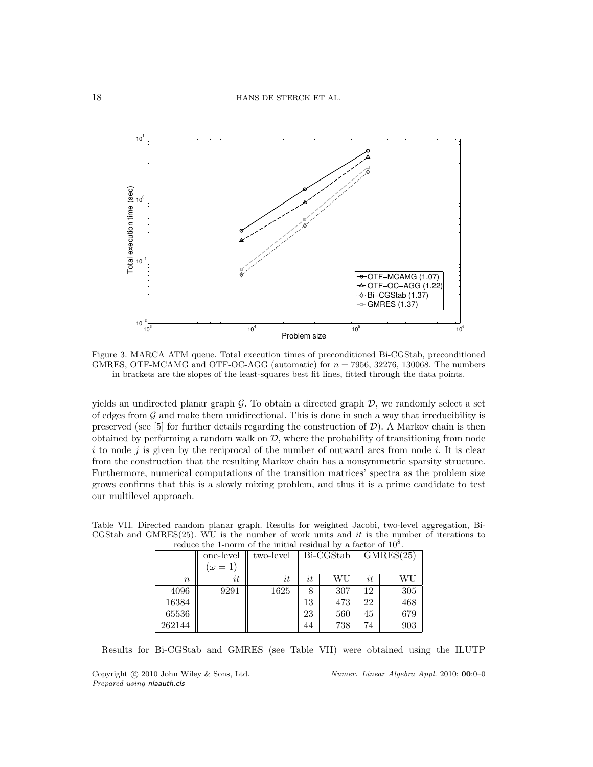Figure 3. MARCA ATM queue. Total execution times of preconditioned Bi-CGStab, preconditioned GMRES, OTF-MCAMG and OTF-OC-AGG (automatic) for $n = 7956$, $32276$, $130068$. The numbers in brackets are the slopes of the least-squares best fit lines, fitted through the data points.

yields an undirected planar graph $\mathcal{G}$. To obtain a directed graph $\mathcal{D}$, we randomly select a set of edges from $\mathcal{G}$ and make them unidirectional. This is done in such a way that irreducibility is preserved (see [5] for further details regarding the construction of $\mathcal{D}$). A Markov chain is then obtained by performing a random walk on $\mathcal{D}$, where the probability of transitioning from node $i$ to node $j$ is given by the reciprocal of the number of outward arcs from node $i$. It is clear from the construction that the resulting Markov chain has a nonsymmetric sparsity structure. Furthermore, numerical computations of the transition matrices' spectra as the problem size grows confirms that this is a slowly mixing problem, and thus it is a prime candidate to test our multilevel approach.

Table VII. Directed random planar graph. Results for weighted Jacobi, two-level aggregation, Bi-CGStab and GMRES(25). WU is the number of work units and $it$ is the number of iterations to reduce the 1-norm of the initial residual by a factor of $10^8$.

| | one-level ($\omega = 1$) | two-level | Bi-CGStab | | GMRES(25) | |
|---|---|---|---|---|---|---|
| $n$ | $it$ | $it$ | $it$ | WU | $it$ | WU |
| 4096 | 9291 | 1625 | 8 | 307 | 12 | 305 |
| 16384 | | | 13 | 473 | 22 | 468 |
| 65536 | | | 23 | 560 | 45 | 679 |
| 262144 | | | 44 | 738 | 74 | 903 |

Results for Bi-CGStab and GMRES (see Table VII) were obtained using the ILUTP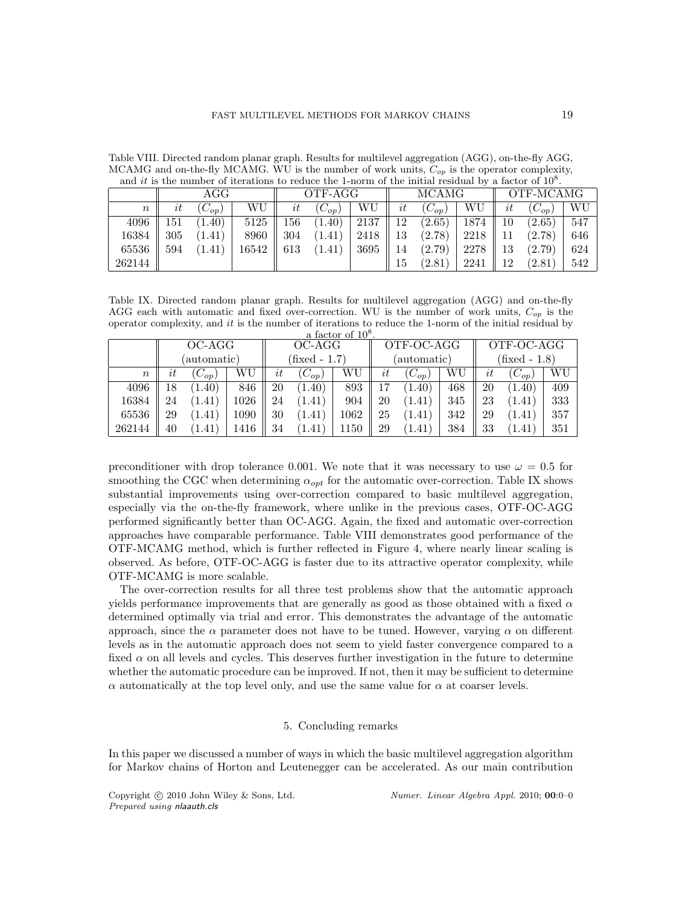Table VIII. Directed random planar graph. Results for multilevel aggregation (AGG), on-the-fly AGG, MCAMG and on-the-fly MCAMG. WU is the number of work units, $C_{op}$ is the operator complexity, and $it$ is the number of iterations to reduce the 1-norm of the initial residual by a factor of $10^8$.

| | AGG | | | OTF-AGG | | | MCAMG | | | OTF-MCAMG | | |
|---|---|---|---|---|---|---|---|---|---|---|---|---|
| $n$ | $it$ | $(C_{op})$ | WU | $it$ | $(C_{op})$ | WU | $it$ | $(C_{op})$ | WU | $it$ | $(C_{op})$ | WU |
| 4096 | 151 | (1.40) | 5125 | 156 | (1.40) | 2137 | 12 | (2.65) | 1874 | 10 | (2.65) | 547 |
| 16384 | 305 | (1.41) | 8960 | 304 | (1.41) | 2418 | 13 | (2.78) | 2218 | 11 | (2.78) | 646 |
| 65536 | 594 | (1.41) | 16542 | 613 | (1.41) | 3695 | 14 | (2.79) | 2278 | 13 | (2.79) | 624 |
| 262144 | | | | | | | 15 | (2.81) | 2241 | 12 | (2.81) | 542 |

Table IX. Directed random planar graph. Results for multilevel aggregation (AGG) and on-the-fly AGG each with automatic and fixed over-correction. WU is the number of work units, $C_{op}$ is the operator complexity, and $it$ is the number of iterations to reduce the 1-norm of the initial residual by a factor of $10^8$.

| | OC-AGG (automatic) | | | OC-AGG (fixed - 1.7) | | | OTF-OC-AGG (automatic) | | | OTF-OC-AGG (fixed - 1.8) | | |
|---|---|---|---|---|---|---|---|---|---|---|---|---|
| $n$ | $it$ | $(C_{op})$ | WU | $it$ | $(C_{op})$ | WU | $it$ | $(C_{op})$ | WU | $it$ | $(C_{op})$ | WU |
| 4096 | 18 | (1.40) | 846 | 20 | (1.40) | 893 | 17 | (1.40) | 468 | 20 | (1.40) | 409 |
| 16384 | 24 | (1.41) | 1026 | 24 | (1.41) | 904 | 20 | (1.41) | 345 | 23 | (1.41) | 333 |
| 65536 | 29 | (1.41) | 1090 | 30 | (1.41) | 1062 | 25 | (1.41) | 342 | 29 | (1.41) | 357 |
| 262144 | 40 | (1.41) | 1416 | 34 | (1.41) | 1150 | 29 | (1.41) | 384 | 33 | (1.41) | 351 |

preconditioner with drop tolerance 0.001. We note that it was necessary to use $\omega = 0.5$ for smoothing the CGC when determining $\alpha_{opt}$ for the automatic over-correction. Table IX shows substantial improvements using over-correction compared to basic multilevel aggregation, especially via the on-the-fly framework, where unlike in the previous cases, OTF-OC-AGG performed significantly better than OC-AGG. Again, the fixed and automatic over-correction approaches have comparable performance. Table VIII demonstrates good performance of the OTF-MCAMG method, which is further reflected in Figure 4, where nearly linear scaling is observed. As before, OTF-OC-AGG is faster due to its attractive operator complexity, while OTF-MCAMG is more scalable.

The over-correction results for all three test problems show that the automatic approach yields performance improvements that are generally as good as those obtained with a fixed $\alpha$ determined optimally via trial and error. This demonstrates the advantage of the automatic approach, since the $\alpha$ parameter does not have to be tuned. However, varying $\alpha$ on different levels as in the automatic approach does not seem to yield faster convergence compared to a fixed $\alpha$ on all levels and cycles. This deserves further investigation in the future to determine whether the automatic procedure can be improved. If not, then it may be sufficient to determine $\alpha$ automatically at the top level only, and use the same value for $\alpha$ at coarser levels.

## 5. Concluding remarks

In this paper we discussed a number of ways in which the basic multilevel aggregation algorithm for Markov chains of Horton and Leutenegger can be accelerated. As our main contribution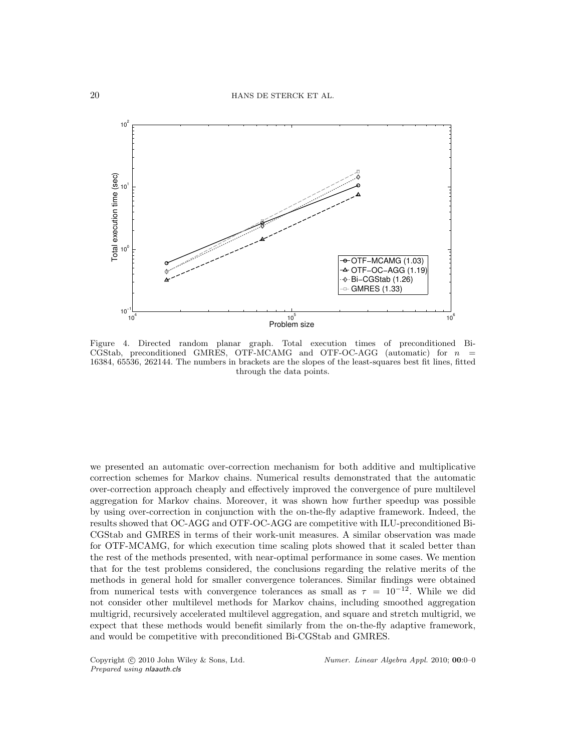Figure 4. Directed random planar graph. Total execution times of preconditioned Bi-CGStab, preconditioned GMRES, OTF-MCAMG and OTF-OC-AGG (automatic) for $n$ = 16384, 65536, 262144. The numbers in brackets are the slopes of the least-squares best fit lines, fitted through the data points.

we presented an automatic over-correction mechanism for both additive and multiplicative correction schemes for Markov chains. Numerical results demonstrated that the automatic over-correction approach cheaply and effectively improved the convergence of pure multilevel aggregation for Markov chains. Moreover, it was shown how further speedup was possible by using over-correction in conjunction with the on-the-fly adaptive framework. Indeed, the results showed that OC-AGG and OTF-OC-AGG are competitive with ILU-preconditioned Bi-CGStab and GMRES in terms of their work-unit measures. A similar observation was made for OTF-MCAMG, for which execution time scaling plots showed that it scaled better than the rest of the methods presented, with near-optimal performance in some cases. We mention that for the test problems considered, the conclusions regarding the relative merits of the methods in general hold for smaller convergence tolerances. Similar findings were obtained from numerical tests with convergence tolerances as small as $\tau = 10^{-12}$. While we did not consider other multilevel methods for Markov chains, including smoothed aggregation multigrid, recursively accelerated multilevel aggregation, and square and stretch multigrid, we expect that these methods would benefit similarly from the on-the-fly adaptive framework, and would be competitive with preconditioned Bi-CGStab and GMRES.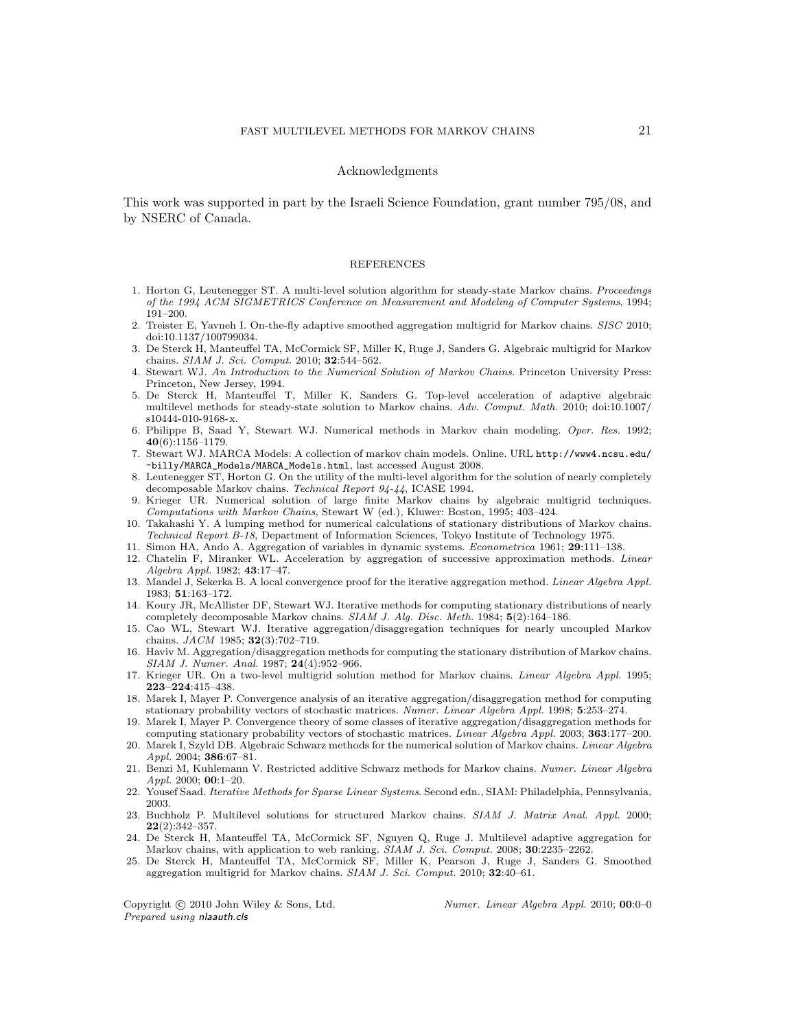## Acknowledgments

This work was supported in part by the Israeli Science Foundation, grant number 795/08, and by NSERC of Canada.

## REFERENCES

1. Horton G, Leutenegger ST. A multi-level solution algorithm for steady-state Markov chains. *Proceedings of the 1994 ACM SIGMETRICS Conference on Measurement and Modeling of Computer Systems*, 1994; 191–200.
2. Treister E, Yavneh I. On-the-fly adaptive smoothed aggregation multigrid for Markov chains. *SISC* 2010; doi:10.1137/100799034.
3. De Sterck H, Manteuffel TA, McCormick SF, Miller K, Ruge J, Sanders G. Algebraic multigrid for Markov chains. *SIAM J. Sci. Comput.* 2010; **32**:544–562.
4. Stewart WJ. *An Introduction to the Numerical Solution of Markov Chains*. Princeton University Press: Princeton, New Jersey, 1994.
5. De Sterck H, Manteuffel T, Miller K, Sanders G. Top-level acceleration of adaptive algebraic multilevel methods for steady-state solution to Markov chains. *Adv. Comput. Math.* 2010; doi:10.1007/s10444-010-9168-x.
6. Philippe B, Saad Y, Stewart WJ. Numerical methods in Markov chain modeling. *Oper. Res.* 1992; **40**(6):1156–1179.
7. Stewart WJ. MARCA Models: A collection of markov chain models. Online. URL `http://www4.ncsu.edu/~billy/MARCA_Models/MARCA_Models.html`, last accessed August 2008.
8. Leutenegger ST, Horton G. On the utility of the multi-level algorithm for the solution of nearly completely decomposable Markov chains. *Technical Report 94-44*, ICASE 1994.
9. Krieger UR. Numerical solution of large finite Markov chains by algebraic multigrid techniques. *Computations with Markov Chains*, Stewart W (ed.), Kluwer: Boston, 1995; 403–424.
10. Takahashi Y. A lumping method for numerical calculations of stationary distributions of Markov chains. *Technical Report B-18*, Department of Information Sciences, Tokyo Institute of Technology 1975.
11. Simon HA, Ando A. Aggregation of variables in dynamic systems. *Econometrica* 1961; **29**:111–138.
12. Chatelin F, Miranker WL. Acceleration by aggregation of successive approximation methods. *Linear Algebra Appl.* 1982; **43**:17–47.
13. Mandel J, Sekerka B. A local convergence proof for the iterative aggregation method. *Linear Algebra Appl.* 1983; **51**:163–172.
14. Koury JR, McAllister DF, Stewart WJ. Iterative methods for computing stationary distributions of nearly completely decomposable Markov chains. *SIAM J. Alg. Disc. Meth.* 1984; **5**(2):164–186.
15. Cao WL, Stewart WJ. Iterative aggregation/disaggregation techniques for nearly uncoupled Markov chains. *JACM* 1985; **32**(3):702–719.
16. Haviv M. Aggregation/disaggregation methods for computing the stationary distribution of Markov chains. *SIAM J. Numer. Anal.* 1987; **24**(4):952–966.
17. Krieger UR. On a two-level multigrid solution method for Markov chains. *Linear Algebra Appl.* 1995; **223–224**:415–438.
18. Marek I, Mayer P. Convergence analysis of an iterative aggregation/disaggregation method for computing stationary probability vectors of stochastic matrices. *Numer. Linear Algebra Appl.* 1998; **5**:253–274.
19. Marek I, Mayer P. Convergence theory of some classes of iterative aggregation/disaggregation methods for computing stationary probability vectors of stochastic matrices. *Linear Algebra Appl.* 2003; **363**:177–200.
20. Marek I, Szyld DB. Algebraic Schwarz methods for the numerical solution of Markov chains. *Linear Algebra Appl.* 2004; **386**:67–81.
21. Benzi M, Kuhlemann V. Restricted additive Schwarz methods for Markov chains. *Numer. Linear Algebra Appl.* 2000; **00**:1–20.
22. Yousef Saad. *Iterative Methods for Sparse Linear Systems*. Second edn., SIAM: Philadelphia, Pennsylvania, 2003.
23. Buchholz P. Multilevel solutions for structured Markov chains. *SIAM J. Matrix Anal. Appl.* 2000; **22**(2):342–357.
24. De Sterck H, Manteuffel TA, McCormick SF, Nguyen Q, Ruge J. Multilevel adaptive aggregation for Markov chains, with application to web ranking. *SIAM J. Sci. Comput.* 2008; **30**:2235–2262.
25. De Sterck H, Manteuffel TA, McCormick SF, Miller K, Pearson J, Ruge J, Sanders G. Smoothed aggregation multigrid for Markov chains. *SIAM J. Sci. Comput.* 2010; **32**:40–61.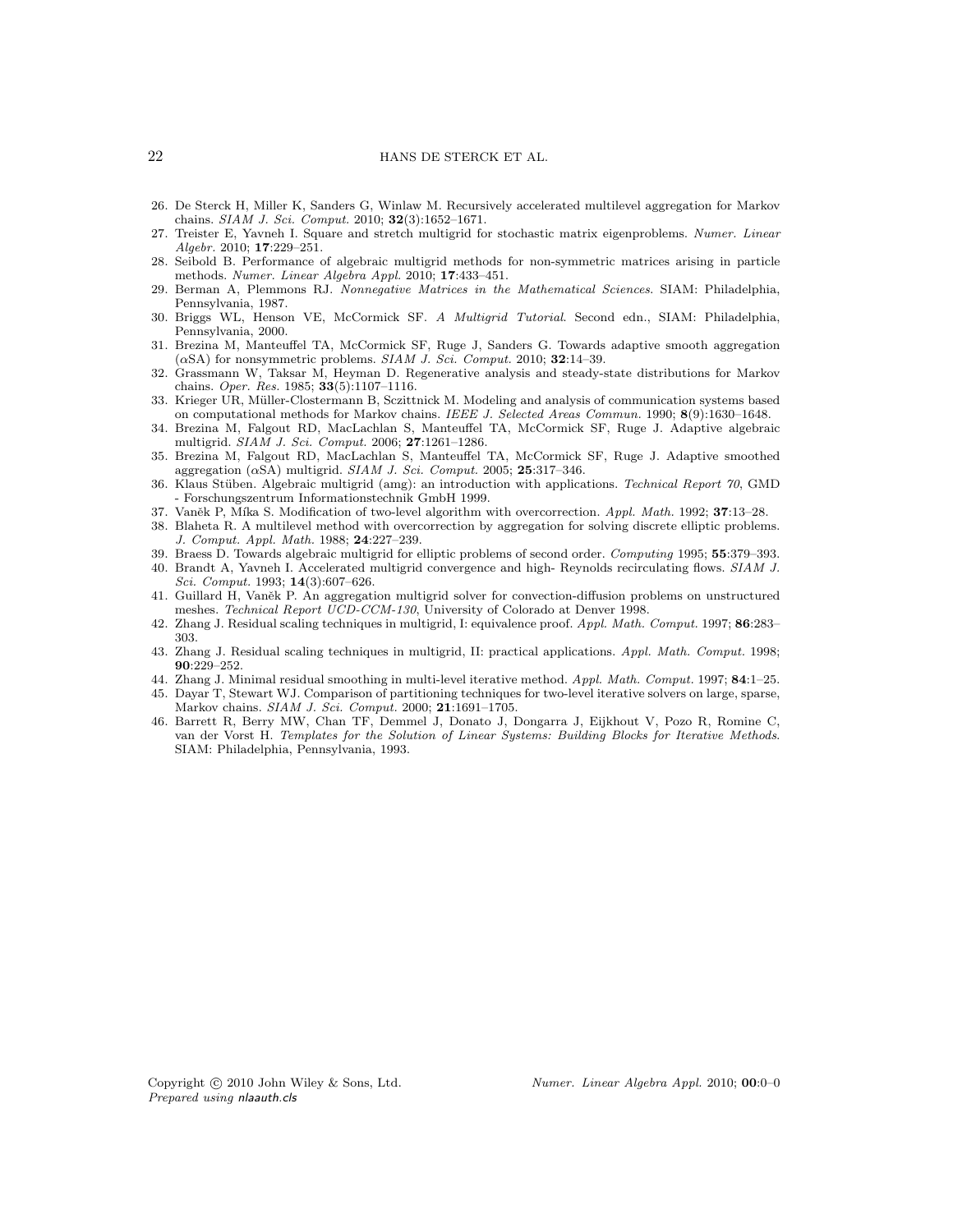26. De Sterck H, Miller K, Sanders G, Winlaw M. Recursively accelerated multilevel aggregation for Markov chains. *SIAM J. Sci. Comput.* 2010; **32**(3):1652–1671.
27. Treister E, Yavneh I. Square and stretch multigrid for stochastic matrix eigenproblems. *Numer. Linear Algebr.* 2010; **17**:229–251.
28. Seibold B. Performance of algebraic multigrid methods for non-symmetric matrices arising in particle methods. *Numer. Linear Algebra Appl.* 2010; **17**:433–451.
29. Berman A, Plemmons RJ. *Nonnegative Matrices in the Mathematical Sciences*. SIAM: Philadelphia, Pennsylvania, 1987.
30. Briggs WL, Henson VE, McCormick SF. *A Multigrid Tutorial*. Second edn., SIAM: Philadelphia, Pennsylvania, 2000.
31. Brezina M, Manteuffel TA, McCormick SF, Ruge J, Sanders G. Towards adaptive smooth aggregation ($\alpha$SA) for nonsymmetric problems. *SIAM J. Sci. Comput.* 2010; **32**:14–39.
32. Grassmann W, Taksar M, Heyman D. Regenerative analysis and steady-state distributions for Markov chains. *Oper. Res.* 1985; **33**(5):1107–1116.
33. Krieger UR, Müller-Clostermann B, Sczittnick M. Modeling and analysis of communication systems based on computational methods for Markov chains. *IEEE J. Selected Areas Commun.* 1990; **8**(9):1630–1648.
34. Brezina M, Falgout RD, MacLachlan S, Manteuffel TA, McCormick SF, Ruge J. Adaptive algebraic multigrid. *SIAM J. Sci. Comput.* 2006; **27**:1261–1286.
35. Brezina M, Falgout RD, MacLachlan S, Manteuffel TA, McCormick SF, Ruge J. Adaptive smoothed aggregation ($\alpha$SA) multigrid. *SIAM J. Sci. Comput.* 2005; **25**:317–346.
36. Klaus Stüben. Algebraic multigrid (amg): an introduction with applications. *Technical Report 70*, GMD - Forschungszentrum Informationstechnik GmbH 1999.
37. Vaněk P, Míka S. Modification of two-level algorithm with overcorrection. *Appl. Math.* 1992; **37**:13–28.
38. Blaheta R. A multilevel method with overcorrection by aggregation for solving discrete elliptic problems. *J. Comput. Appl. Math.* 1988; **24**:227–239.
39. Braess D. Towards algebraic multigrid for elliptic problems of second order. *Computing* 1995; **55**:379–393.
40. Brandt A, Yavneh I. Accelerated multigrid convergence and high- Reynolds recirculating flows. *SIAM J. Sci. Comput.* 1993; **14**(3):607–626.
41. Guillard H, Vaněk P. An aggregation multigrid solver for convection-diffusion problems on unstructured meshes. *Technical Report UCD-CCM-130*, University of Colorado at Denver 1998.
42. Zhang J. Residual scaling techniques in multigrid, I: equivalence proof. *Appl. Math. Comput.* 1997; **86**:283–303.
43. Zhang J. Residual scaling techniques in multigrid, II: practical applications. *Appl. Math. Comput.* 1998; **90**:229–252.
44. Zhang J. Minimal residual smoothing in multi-level iterative method. *Appl. Math. Comput.* 1997; **84**:1–25.
45. Dayar T, Stewart WJ. Comparison of partitioning techniques for two-level iterative solvers on large, sparse, Markov chains. *SIAM J. Sci. Comput.* 2000; **21**:1691–1705.
46. Barrett R, Berry MW, Chan TF, Demmel J, Donato J, Dongarra J, Eijkhout V, Pozo R, Romine C, van der Vorst H. *Templates for the Solution of Linear Systems: Building Blocks for Iterative Methods*. SIAM: Philadelphia, Pennsylvania, 1993.